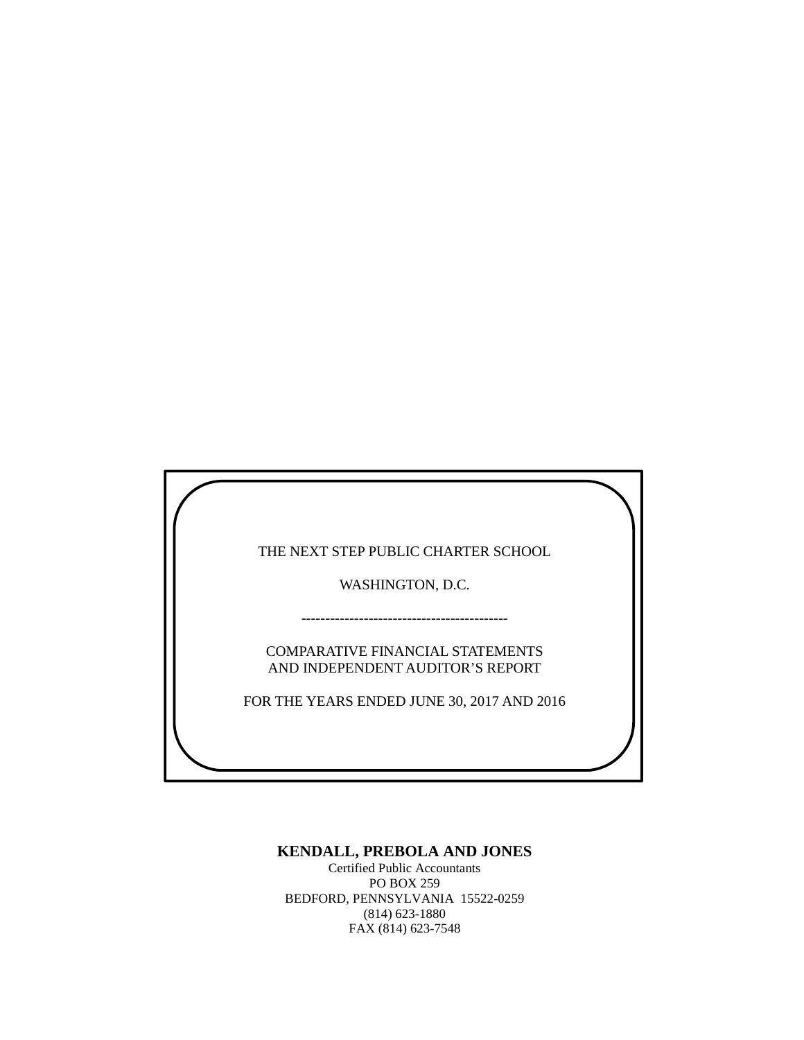THE NEXT STEP PUBLIC CHARTER SCHOOL

WASHINGTON, D.C.

-------------------------------------------

COMPARATIVE FINANCIAL STATEMENTS
AND INDEPENDENT AUDITOR'S REPORT

FOR THE YEARS ENDED JUNE 30, 2017 AND 2016

**KENDALL, PREBOLA AND JONES**
Certified Public Accountants
PO BOX 259
BEDFORD, PENNSYLVANIA 15522-0259
(814) 623-1880
FAX (814) 623-7548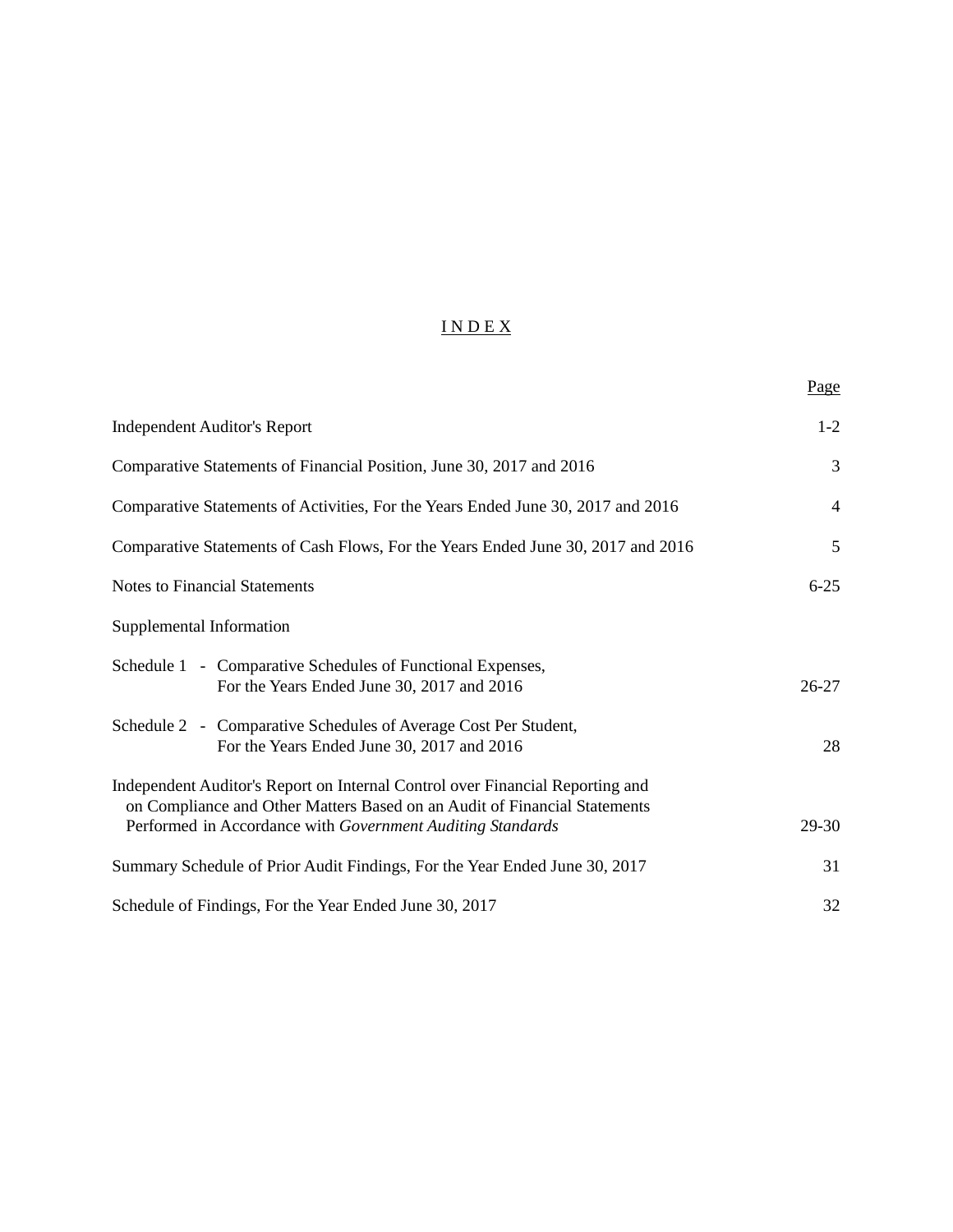# INDEX

| | Page |
|---|---|
| Independent Auditor's Report | 1-2 |
| Comparative Statements of Financial Position, June 30, 2017 and 2016 | 3 |
| Comparative Statements of Activities, For the Years Ended June 30, 2017 and 2016 | 4 |
| Comparative Statements of Cash Flows, For the Years Ended June 30, 2017 and 2016 | 5 |
| Notes to Financial Statements | 6-25 |
| Supplemental Information | |
| Schedule 1 - Comparative Schedules of Functional Expenses, For the Years Ended June 30, 2017 and 2016 | 26-27 |
| Schedule 2 - Comparative Schedules of Average Cost Per Student, For the Years Ended June 30, 2017 and 2016 | 28 |
| Independent Auditor's Report on Internal Control over Financial Reporting and on Compliance and Other Matters Based on an Audit of Financial Statements Performed in Accordance with *Government Auditing Standards* | 29-30 |
| Summary Schedule of Prior Audit Findings, For the Year Ended June 30, 2017 | 31 |
| Schedule of Findings, For the Year Ended June 30, 2017 | 32 |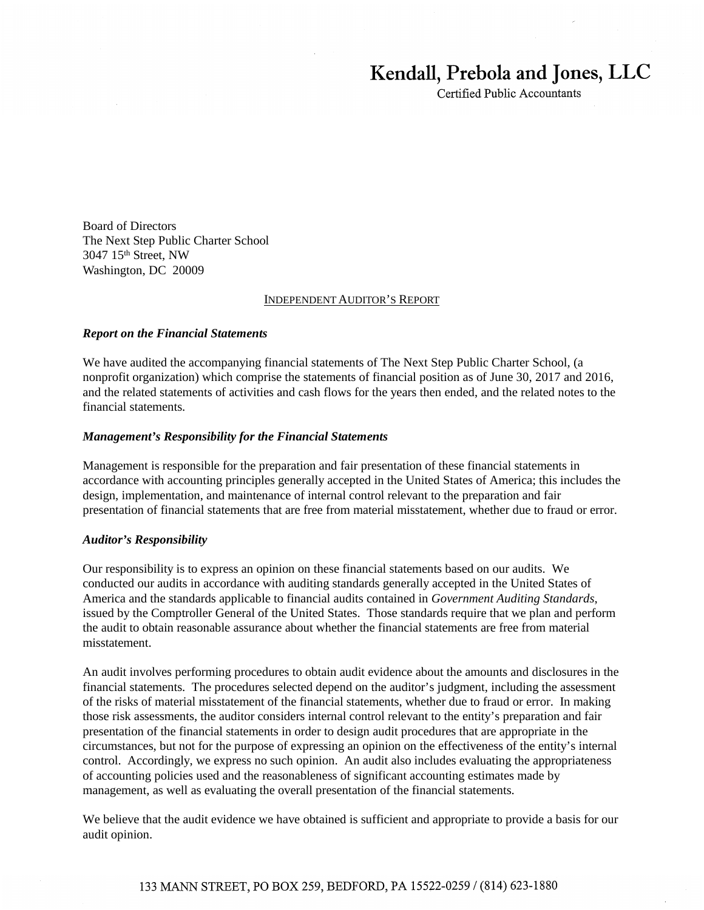# Kendall, Prebola and Jones, LLC

Certified Public Accountants

Board of Directors
The Next Step Public Charter School
3047 15th Street, NW
Washington, DC 20009

## INDEPENDENT AUDITOR'S REPORT

***Report on the Financial Statements***

We have audited the accompanying financial statements of The Next Step Public Charter School, (a nonprofit organization) which comprise the statements of financial position as of June 30, 2017 and 2016, and the related statements of activities and cash flows for the years then ended, and the related notes to the financial statements.

***Management's Responsibility for the Financial Statements***

Management is responsible for the preparation and fair presentation of these financial statements in accordance with accounting principles generally accepted in the United States of America; this includes the design, implementation, and maintenance of internal control relevant to the preparation and fair presentation of financial statements that are free from material misstatement, whether due to fraud or error.

***Auditor's Responsibility***

Our responsibility is to express an opinion on these financial statements based on our audits. We conducted our audits in accordance with auditing standards generally accepted in the United States of America and the standards applicable to financial audits contained in *Government Auditing Standards*, issued by the Comptroller General of the United States. Those standards require that we plan and perform the audit to obtain reasonable assurance about whether the financial statements are free from material misstatement.

An audit involves performing procedures to obtain audit evidence about the amounts and disclosures in the financial statements. The procedures selected depend on the auditor's judgment, including the assessment of the risks of material misstatement of the financial statements, whether due to fraud or error. In making those risk assessments, the auditor considers internal control relevant to the entity's preparation and fair presentation of the financial statements in order to design audit procedures that are appropriate in the circumstances, but not for the purpose of expressing an opinion on the effectiveness of the entity's internal control. Accordingly, we express no such opinion. An audit also includes evaluating the appropriateness of accounting policies used and the reasonableness of significant accounting estimates made by management, as well as evaluating the overall presentation of the financial statements.

We believe that the audit evidence we have obtained is sufficient and appropriate to provide a basis for our audit opinion.

133 MANN STREET, PO BOX 259, BEDFORD, PA 15522-0259 / (814) 623-1880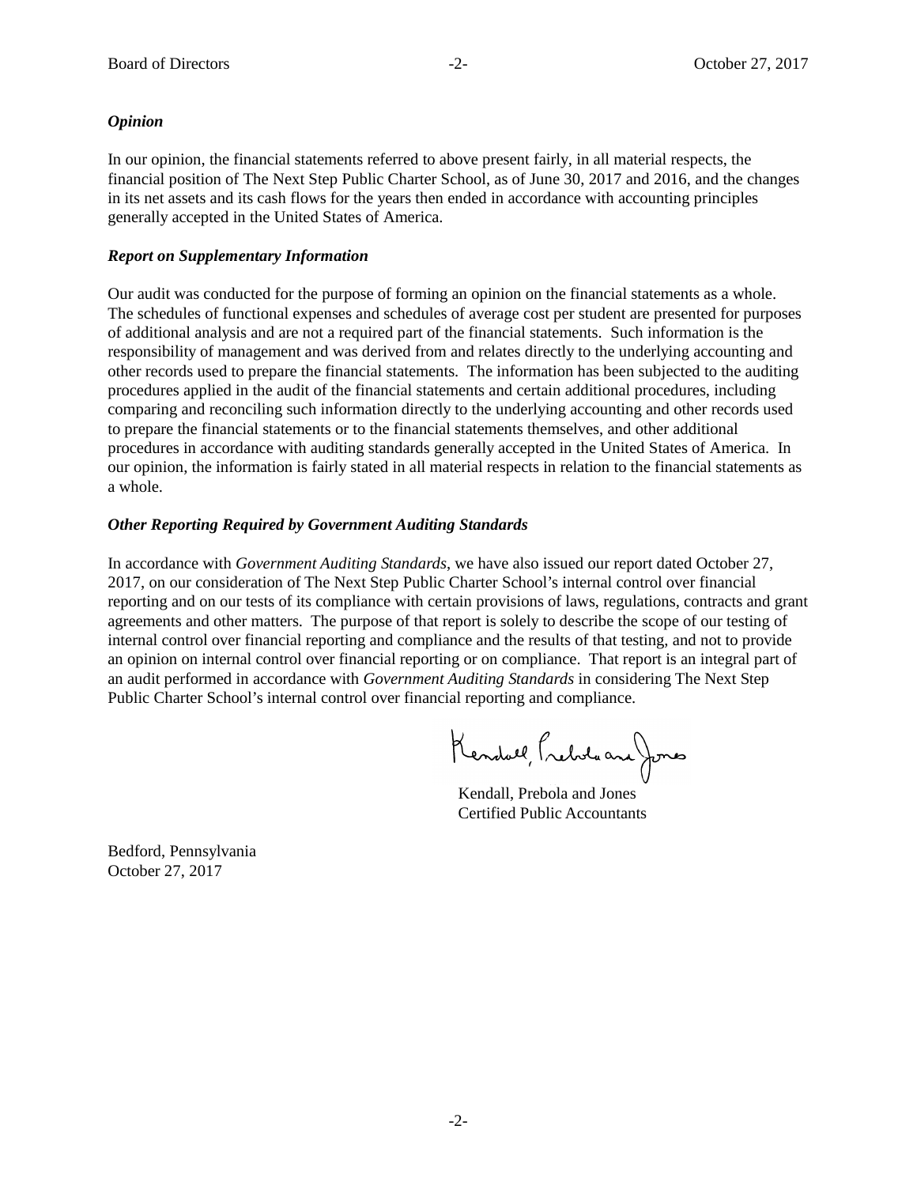### *Opinion*

In our opinion, the financial statements referred to above present fairly, in all material respects, the financial position of The Next Step Public Charter School, as of June 30, 2017 and 2016, and the changes in its net assets and its cash flows for the years then ended in accordance with accounting principles generally accepted in the United States of America.

### *Report on Supplementary Information*

Our audit was conducted for the purpose of forming an opinion on the financial statements as a whole. The schedules of functional expenses and schedules of average cost per student are presented for purposes of additional analysis and are not a required part of the financial statements. Such information is the responsibility of management and was derived from and relates directly to the underlying accounting and other records used to prepare the financial statements. The information has been subjected to the auditing procedures applied in the audit of the financial statements and certain additional procedures, including comparing and reconciling such information directly to the underlying accounting and other records used to prepare the financial statements or to the financial statements themselves, and other additional procedures in accordance with auditing standards generally accepted in the United States of America. In our opinion, the information is fairly stated in all material respects in relation to the financial statements as a whole.

### *Other Reporting Required by Government Auditing Standards*

In accordance with *Government Auditing Standards*, we have also issued our report dated October 27, 2017, on our consideration of The Next Step Public Charter School's internal control over financial reporting and on our tests of its compliance with certain provisions of laws, regulations, contracts and grant agreements and other matters. The purpose of that report is solely to describe the scope of our testing of internal control over financial reporting and compliance and the results of that testing, and not to provide an opinion on internal control over financial reporting or on compliance. That report is an integral part of an audit performed in accordance with *Government Auditing Standards* in considering The Next Step Public Charter School's internal control over financial reporting and compliance.

Kendall, Prebola and Jones

Kendall, Prebola and Jones
Certified Public Accountants

Bedford, Pennsylvania
October 27, 2017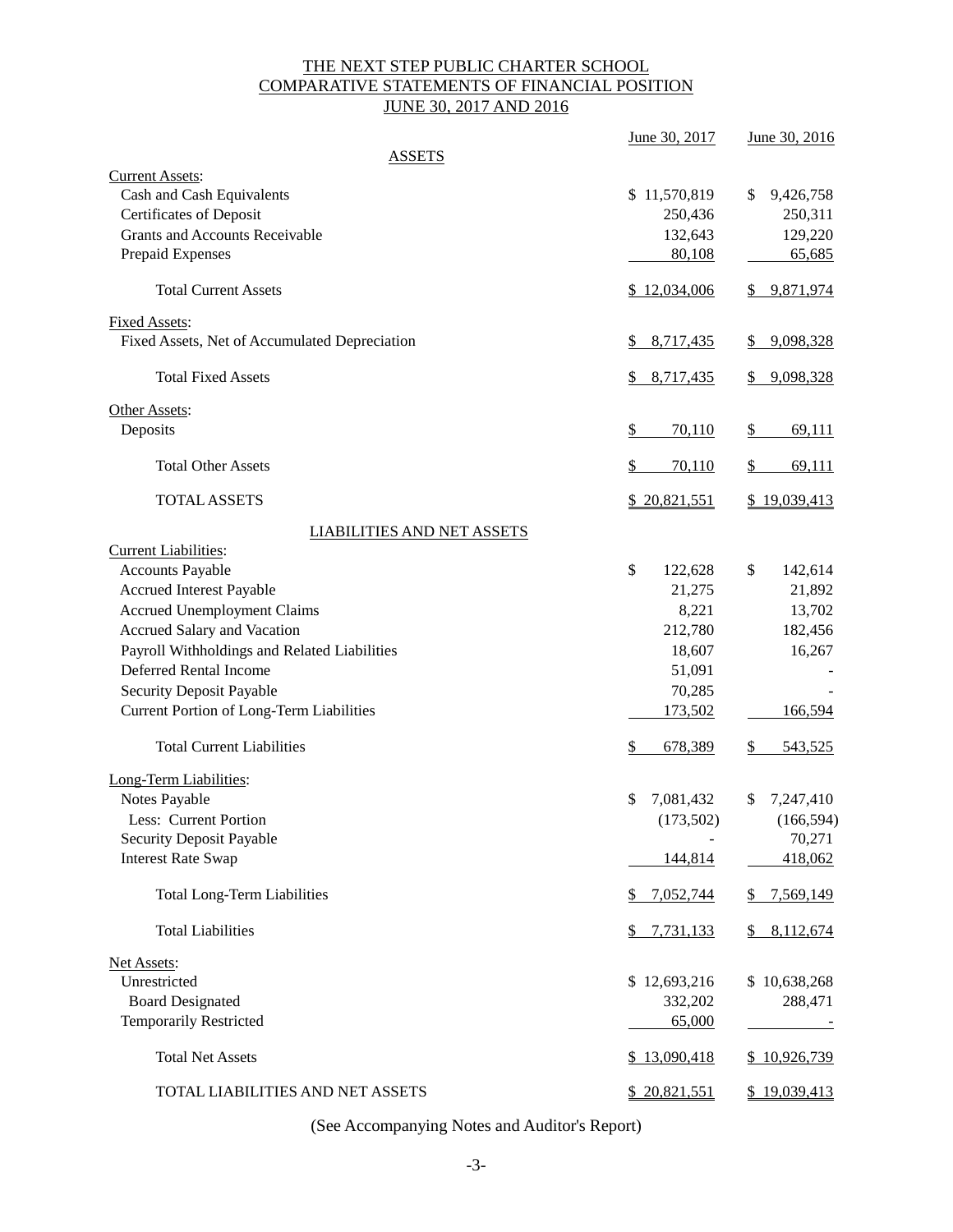# THE NEXT STEP PUBLIC CHARTER SCHOOL
## COMPARATIVE STATEMENTS OF FINANCIAL POSITION
## JUNE 30, 2017 AND 2016

| | June 30, 2017 | June 30, 2016 |
|---|---|---|
| **ASSETS** | | |
| Current Assets: | | |
| Cash and Cash Equivalents | $ 11,570,819 | $ 9,426,758 |
| Certificates of Deposit | 250,436 | 250,311 |
| Grants and Accounts Receivable | 132,643 | 129,220 |
| Prepaid Expenses | 80,108 | 65,685 |
| Total Current Assets | $ 12,034,006 | $ 9,871,974 |
| Fixed Assets: | | |
| Fixed Assets, Net of Accumulated Depreciation | $ 8,717,435 | $ 9,098,328 |
| Total Fixed Assets | $ 8,717,435 | $ 9,098,328 |
| Other Assets: | | |
| Deposits | $ 70,110 | $ 69,111 |
| Total Other Assets | $ 70,110 | $ 69,111 |
| TOTAL ASSETS | $ 20,821,551 | $ 19,039,413 |
| **LIABILITIES AND NET ASSETS** | | |
| Current Liabilities: | | |
| Accounts Payable | $ 122,628 | $ 142,614 |
| Accrued Interest Payable | 21,275 | 21,892 |
| Accrued Unemployment Claims | 8,221 | 13,702 |
| Accrued Salary and Vacation | 212,780 | 182,456 |
| Payroll Withholdings and Related Liabilities | 18,607 | 16,267 |
| Deferred Rental Income | 51,091 | - |
| Security Deposit Payable | 70,285 | - |
| Current Portion of Long-Term Liabilities | 173,502 | 166,594 |
| Total Current Liabilities | $ 678,389 | $ 543,525 |
| Long-Term Liabilities: | | |
| Notes Payable | $ 7,081,432 | $ 7,247,410 |
| Less: Current Portion | (173,502) | (166,594) |
| Security Deposit Payable | - | 70,271 |
| Interest Rate Swap | 144,814 | 418,062 |
| Total Long-Term Liabilities | $ 7,052,744 | $ 7,569,149 |
| Total Liabilities | $ 7,731,133 | $ 8,112,674 |
| Net Assets: | | |
| Unrestricted | $ 12,693,216 | $ 10,638,268 |
| Board Designated | 332,202 | 288,471 |
| Temporarily Restricted | 65,000 | - |
| Total Net Assets | $ 13,090,418 | $ 10,926,739 |
| TOTAL LIABILITIES AND NET ASSETS | $ 20,821,551 | $ 19,039,413 |

(See Accompanying Notes and Auditor's Report)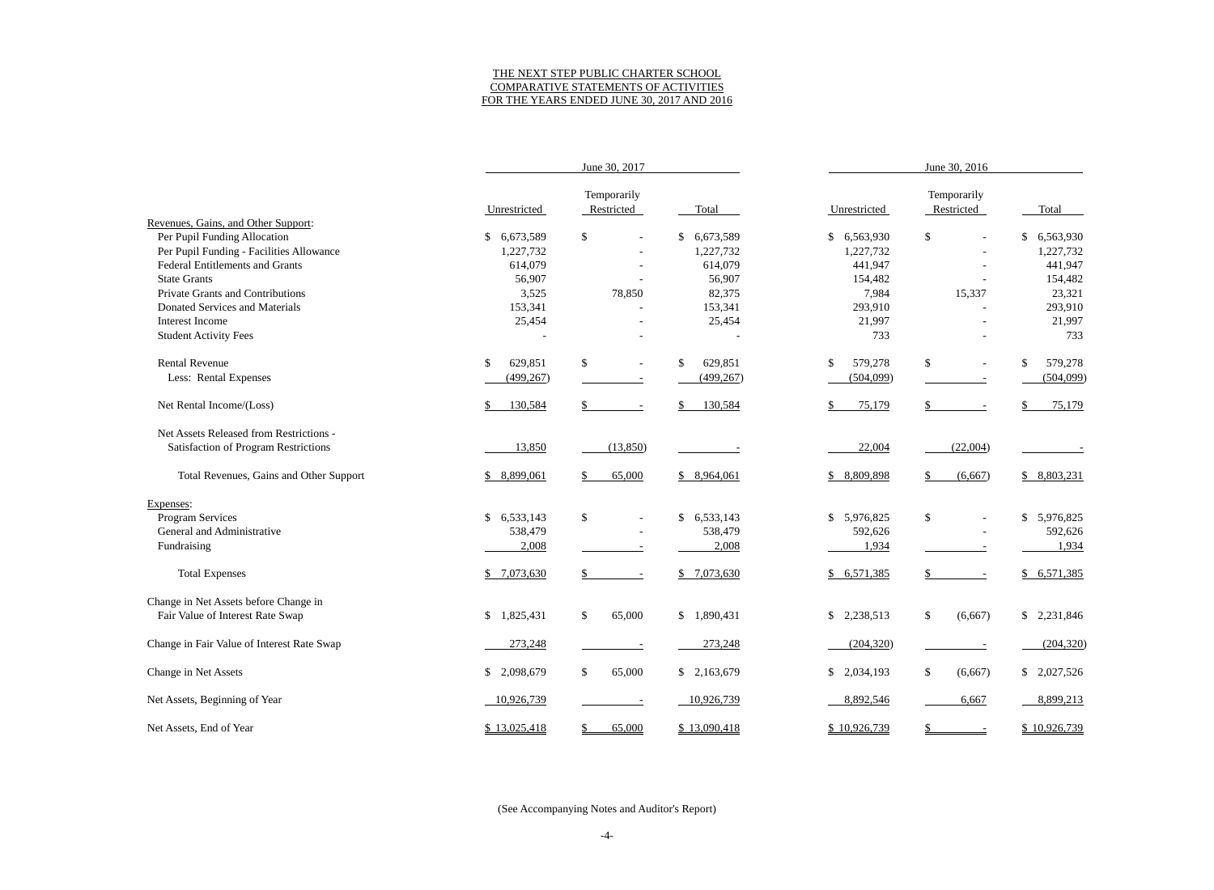THE NEXT STEP PUBLIC CHARTER SCHOOL
COMPARATIVE STATEMENTS OF ACTIVITIES
FOR THE YEARS ENDED JUNE 30, 2017 AND 2016

| | June 30, 2017 | | | June 30, 2016 | | |
|---|---|---|---|---|---|---|
| | Unrestricted | Temporarily Restricted | Total | Unrestricted | Temporarily Restricted | Total |
| Revenues, Gains, and Other Support: | | | | | | |
| Per Pupil Funding Allocation | $ 6,673,589 | $ - | $ 6,673,589 | $ 6,563,930 | $ - | $ 6,563,930 |
| Per Pupil Funding - Facilities Allowance | 1,227,732 | - | 1,227,732 | 1,227,732 | - | 1,227,732 |
| Federal Entitlements and Grants | 614,079 | - | 614,079 | 441,947 | - | 441,947 |
| State Grants | 56,907 | - | 56,907 | 154,482 | - | 154,482 |
| Private Grants and Contributions | 3,525 | 78,850 | 82,375 | 7,984 | 15,337 | 23,321 |
| Donated Services and Materials | 153,341 | - | 153,341 | 293,910 | - | 293,910 |
| Interest Income | 25,454 | - | 25,454 | 21,997 | - | 21,997 |
| Student Activity Fees | - | - | - | 733 | - | 733 |
| Rental Revenue | $ 629,851 | $ - | $ 629,851 | $ 579,278 | $ - | $ 579,278 |
| Less: Rental Expenses | (499,267) | - | (499,267) | (504,099) | - | (504,099) |
| Net Rental Income/(Loss) | $ 130,584 | $ - | $ 130,584 | $ 75,179 | $ - | $ 75,179 |
| Net Assets Released from Restrictions - Satisfaction of Program Restrictions | 13,850 | (13,850) | - | 22,004 | (22,004) | - |
| Total Revenues, Gains and Other Support | $ 8,899,061 | $ 65,000 | $ 8,964,061 | $ 8,809,898 | $ (6,667) | $ 8,803,231 |
| Expenses: | | | | | | |
| Program Services | $ 6,533,143 | $ - | $ 6,533,143 | $ 5,976,825 | $ - | $ 5,976,825 |
| General and Administrative | 538,479 | - | 538,479 | 592,626 | - | 592,626 |
| Fundraising | 2,008 | - | 2,008 | 1,934 | - | 1,934 |
| Total Expenses | $ 7,073,630 | $ - | $ 7,073,630 | $ 6,571,385 | $ - | $ 6,571,385 |
| Change in Net Assets before Change in Fair Value of Interest Rate Swap | $ 1,825,431 | $ 65,000 | $ 1,890,431 | $ 2,238,513 | $ (6,667) | $ 2,231,846 |
| Change in Fair Value of Interest Rate Swap | 273,248 | - | 273,248 | (204,320) | - | (204,320) |
| Change in Net Assets | $ 2,098,679 | $ 65,000 | $ 2,163,679 | $ 2,034,193 | $ (6,667) | $ 2,027,526 |
| Net Assets, Beginning of Year | 10,926,739 | - | 10,926,739 | 8,892,546 | 6,667 | 8,899,213 |
| Net Assets, End of Year | $ 13,025,418 | $ 65,000 | $ 13,090,418 | $ 10,926,739 | $ - | $ 10,926,739 |

(See Accompanying Notes and Auditor's Report)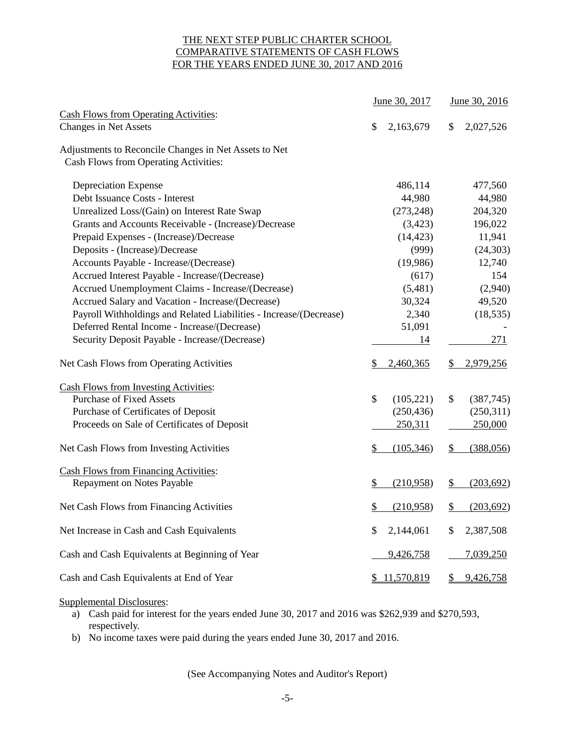# THE NEXT STEP PUBLIC CHARTER SCHOOL
## COMPARATIVE STATEMENTS OF CASH FLOWS
## FOR THE YEARS ENDED JUNE 30, 2017 AND 2016

| | June 30, 2017 | June 30, 2016 |
|---|---|---|
| Cash Flows from Operating Activities: | | |
| Changes in Net Assets | $ 2,163,679 | $ 2,027,526 |
| | | |
| Adjustments to Reconcile Changes in Net Assets to Net Cash Flows from Operating Activities: | | |
| Depreciation Expense | 486,114 | 477,560 |
| Debt Issuance Costs - Interest | 44,980 | 44,980 |
| Unrealized Loss/(Gain) on Interest Rate Swap | (273,248) | 204,320 |
| Grants and Accounts Receivable - (Increase)/Decrease | (3,423) | 196,022 |
| Prepaid Expenses - (Increase)/Decrease | (14,423) | 11,941 |
| Deposits - (Increase)/Decrease | (999) | (24,303) |
| Accounts Payable - Increase/(Decrease) | (19,986) | 12,740 |
| Accrued Interest Payable - Increase/(Decrease) | (617) | 154 |
| Accrued Unemployment Claims - Increase/(Decrease) | (5,481) | (2,940) |
| Accrued Salary and Vacation - Increase/(Decrease) | 30,324 | 49,520 |
| Payroll Withholdings and Related Liabilities - Increase/(Decrease) | 2,340 | (18,535) |
| Deferred Rental Income - Increase/(Decrease) | 51,091 | - |
| Security Deposit Payable - Increase/(Decrease) | 14 | 271 |
| | | |
| Net Cash Flows from Operating Activities | $ 2,460,365 | $ 2,979,256 |
| | | |
| Cash Flows from Investing Activities: | | |
| Purchase of Fixed Assets | $ (105,221) | $ (387,745) |
| Purchase of Certificates of Deposit | (250,436) | (250,311) |
| Proceeds on Sale of Certificates of Deposit | 250,311 | 250,000 |
| | | |
| Net Cash Flows from Investing Activities | $ (105,346) | $ (388,056) |
| | | |
| Cash Flows from Financing Activities: | | |
| Repayment on Notes Payable | $ (210,958) | $ (203,692) |
| | | |
| Net Cash Flows from Financing Activities | $ (210,958) | $ (203,692) |
| | | |
| Net Increase in Cash and Cash Equivalents | $ 2,144,061 | $ 2,387,508 |
| | | |
| Cash and Cash Equivalents at Beginning of Year | 9,426,758 | 7,039,250 |
| | | |
| Cash and Cash Equivalents at End of Year | $ 11,570,819 | $ 9,426,758 |

Supplemental Disclosures:

a) Cash paid for interest for the years ended June 30, 2017 and 2016 was $262,939 and $270,593, respectively.
b) No income taxes were paid during the years ended June 30, 2017 and 2016.

(See Accompanying Notes and Auditor's Report)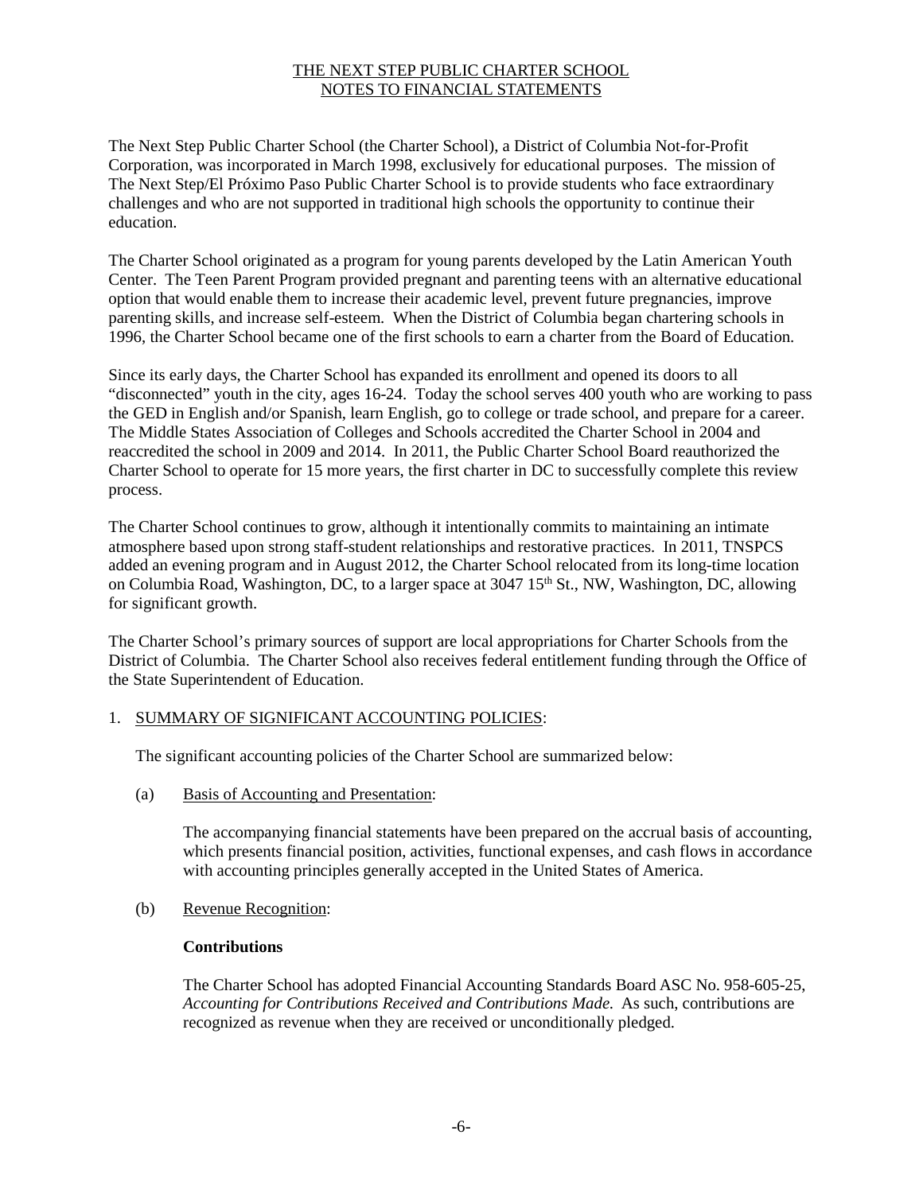# THE NEXT STEP PUBLIC CHARTER SCHOOL
## NOTES TO FINANCIAL STATEMENTS

The Next Step Public Charter School (the Charter School), a District of Columbia Not-for-Profit Corporation, was incorporated in March 1998, exclusively for educational purposes. The mission of The Next Step/El Próximo Paso Public Charter School is to provide students who face extraordinary challenges and who are not supported in traditional high schools the opportunity to continue their education.

The Charter School originated as a program for young parents developed by the Latin American Youth Center. The Teen Parent Program provided pregnant and parenting teens with an alternative educational option that would enable them to increase their academic level, prevent future pregnancies, improve parenting skills, and increase self-esteem. When the District of Columbia began chartering schools in 1996, the Charter School became one of the first schools to earn a charter from the Board of Education.

Since its early days, the Charter School has expanded its enrollment and opened its doors to all "disconnected" youth in the city, ages 16-24. Today the school serves 400 youth who are working to pass the GED in English and/or Spanish, learn English, go to college or trade school, and prepare for a career. The Middle States Association of Colleges and Schools accredited the Charter School in 2004 and reaccredited the school in 2009 and 2014. In 2011, the Public Charter School Board reauthorized the Charter School to operate for 15 more years, the first charter in DC to successfully complete this review process.

The Charter School continues to grow, although it intentionally commits to maintaining an intimate atmosphere based upon strong staff-student relationships and restorative practices. In 2011, TNSPCS added an evening program and in August 2012, the Charter School relocated from its long-time location on Columbia Road, Washington, DC, to a larger space at 3047 15th St., NW, Washington, DC, allowing for significant growth.

The Charter School's primary sources of support are local appropriations for Charter Schools from the District of Columbia. The Charter School also receives federal entitlement funding through the Office of the State Superintendent of Education.

1. SUMMARY OF SIGNIFICANT ACCOUNTING POLICIES:

   The significant accounting policies of the Charter School are summarized below:

   (a) Basis of Accounting and Presentation:

   The accompanying financial statements have been prepared on the accrual basis of accounting, which presents financial position, activities, functional expenses, and cash flows in accordance with accounting principles generally accepted in the United States of America.

   (b) Revenue Recognition:

   **Contributions**

   The Charter School has adopted Financial Accounting Standards Board ASC No. 958-605-25, *Accounting for Contributions Received and Contributions Made.* As such, contributions are recognized as revenue when they are received or unconditionally pledged.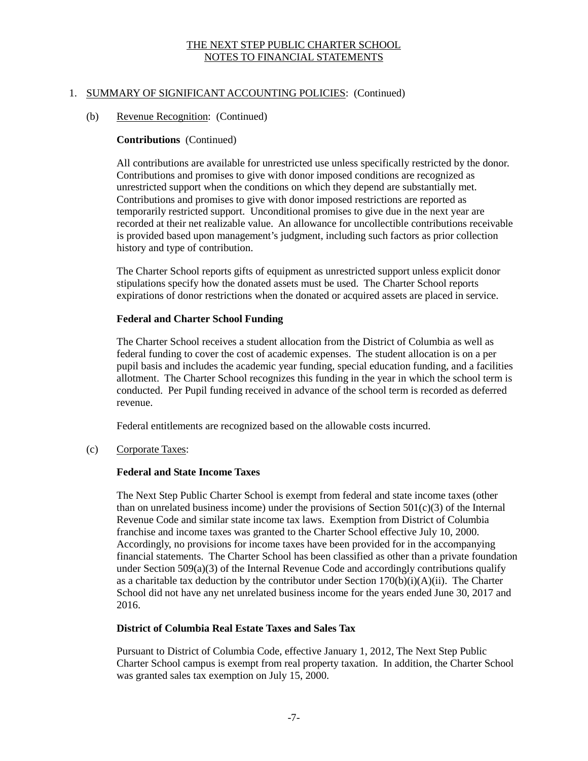THE NEXT STEP PUBLIC CHARTER SCHOOL
NOTES TO FINANCIAL STATEMENTS

1. SUMMARY OF SIGNIFICANT ACCOUNTING POLICIES: (Continued)

(b) Revenue Recognition: (Continued)

**Contributions** (Continued)

All contributions are available for unrestricted use unless specifically restricted by the donor. Contributions and promises to give with donor imposed conditions are recognized as unrestricted support when the conditions on which they depend are substantially met. Contributions and promises to give with donor imposed restrictions are reported as temporarily restricted support. Unconditional promises to give due in the next year are recorded at their net realizable value. An allowance for uncollectible contributions receivable is provided based upon management's judgment, including such factors as prior collection history and type of contribution.

The Charter School reports gifts of equipment as unrestricted support unless explicit donor stipulations specify how the donated assets must be used. The Charter School reports expirations of donor restrictions when the donated or acquired assets are placed in service.

**Federal and Charter School Funding**

The Charter School receives a student allocation from the District of Columbia as well as federal funding to cover the cost of academic expenses. The student allocation is on a per pupil basis and includes the academic year funding, special education funding, and a facilities allotment. The Charter School recognizes this funding in the year in which the school term is conducted. Per Pupil funding received in advance of the school term is recorded as deferred revenue.

Federal entitlements are recognized based on the allowable costs incurred.

(c) Corporate Taxes:

**Federal and State Income Taxes**

The Next Step Public Charter School is exempt from federal and state income taxes (other than on unrelated business income) under the provisions of Section 501(c)(3) of the Internal Revenue Code and similar state income tax laws. Exemption from District of Columbia franchise and income taxes was granted to the Charter School effective July 10, 2000. Accordingly, no provisions for income taxes have been provided for in the accompanying financial statements. The Charter School has been classified as other than a private foundation under Section 509(a)(3) of the Internal Revenue Code and accordingly contributions qualify as a charitable tax deduction by the contributor under Section 170(b)(i)(A)(ii). The Charter School did not have any net unrelated business income for the years ended June 30, 2017 and 2016.

**District of Columbia Real Estate Taxes and Sales Tax**

Pursuant to District of Columbia Code, effective January 1, 2012, The Next Step Public Charter School campus is exempt from real property taxation. In addition, the Charter School was granted sales tax exemption on July 15, 2000.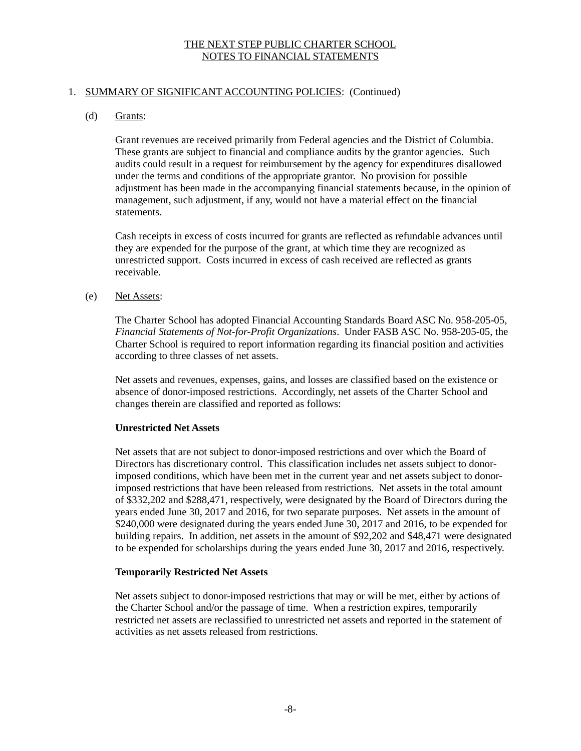# THE NEXT STEP PUBLIC CHARTER SCHOOL
## NOTES TO FINANCIAL STATEMENTS

1. SUMMARY OF SIGNIFICANT ACCOUNTING POLICIES: (Continued)

(d) Grants:

Grant revenues are received primarily from Federal agencies and the District of Columbia. These grants are subject to financial and compliance audits by the grantor agencies. Such audits could result in a request for reimbursement by the agency for expenditures disallowed under the terms and conditions of the appropriate grantor. No provision for possible adjustment has been made in the accompanying financial statements because, in the opinion of management, such adjustment, if any, would not have a material effect on the financial statements.

Cash receipts in excess of costs incurred for grants are reflected as refundable advances until they are expended for the purpose of the grant, at which time they are recognized as unrestricted support. Costs incurred in excess of cash received are reflected as grants receivable.

(e) Net Assets:

The Charter School has adopted Financial Accounting Standards Board ASC No. 958-205-05, *Financial Statements of Not-for-Profit Organizations*. Under FASB ASC No. 958-205-05, the Charter School is required to report information regarding its financial position and activities according to three classes of net assets.

Net assets and revenues, expenses, gains, and losses are classified based on the existence or absence of donor-imposed restrictions. Accordingly, net assets of the Charter School and changes therein are classified and reported as follows:

**Unrestricted Net Assets**

Net assets that are not subject to donor-imposed restrictions and over which the Board of Directors has discretionary control. This classification includes net assets subject to donor-imposed conditions, which have been met in the current year and net assets subject to donor-imposed restrictions that have been released from restrictions. Net assets in the total amount of $332,202 and $288,471, respectively, were designated by the Board of Directors during the years ended June 30, 2017 and 2016, for two separate purposes. Net assets in the amount of $240,000 were designated during the years ended June 30, 2017 and 2016, to be expended for building repairs. In addition, net assets in the amount of $92,202 and $48,471 were designated to be expended for scholarships during the years ended June 30, 2017 and 2016, respectively.

**Temporarily Restricted Net Assets**

Net assets subject to donor-imposed restrictions that may or will be met, either by actions of the Charter School and/or the passage of time. When a restriction expires, temporarily restricted net assets are reclassified to unrestricted net assets and reported in the statement of activities as net assets released from restrictions.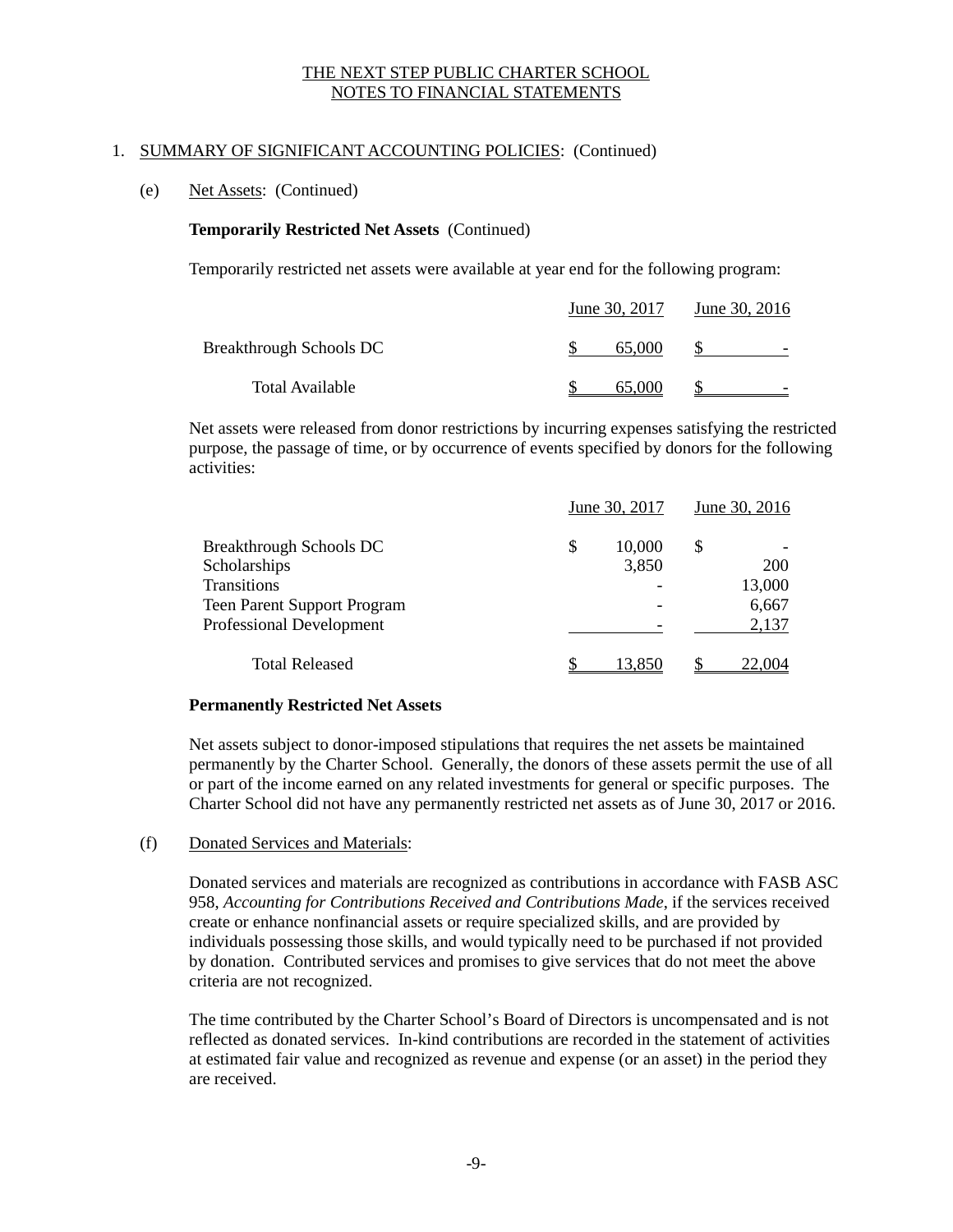# THE NEXT STEP PUBLIC CHARTER SCHOOL
## NOTES TO FINANCIAL STATEMENTS

1. SUMMARY OF SIGNIFICANT ACCOUNTING POLICIES: (Continued)

(e) Net Assets: (Continued)

**Temporarily Restricted Net Assets** (Continued)

Temporarily restricted net assets were available at year end for the following program:

| | June 30, 2017 | June 30, 2016 |
|---|---|---|
| Breakthrough Schools DC | $ 65,000 | $ - |
| Total Available | $ 65,000 | $ - |

Net assets were released from donor restrictions by incurring expenses satisfying the restricted purpose, the passage of time, or by occurrence of events specified by donors for the following activities:

| | June 30, 2017 | June 30, 2016 |
|---|---|---|
| Breakthrough Schools DC | $ 10,000 | $ - |
| Scholarships | 3,850 | 200 |
| Transitions | - | 13,000 |
| Teen Parent Support Program | - | 6,667 |
| Professional Development | - | 2,137 |
| Total Released | $ 13,850 | $ 22,004 |

**Permanently Restricted Net Assets**

Net assets subject to donor-imposed stipulations that requires the net assets be maintained permanently by the Charter School. Generally, the donors of these assets permit the use of all or part of the income earned on any related investments for general or specific purposes. The Charter School did not have any permanently restricted net assets as of June 30, 2017 or 2016.

(f) Donated Services and Materials:

Donated services and materials are recognized as contributions in accordance with FASB ASC 958, *Accounting for Contributions Received and Contributions Made*, if the services received create or enhance nonfinancial assets or require specialized skills, and are provided by individuals possessing those skills, and would typically need to be purchased if not provided by donation. Contributed services and promises to give services that do not meet the above criteria are not recognized.

The time contributed by the Charter School's Board of Directors is uncompensated and is not reflected as donated services. In-kind contributions are recorded in the statement of activities at estimated fair value and recognized as revenue and expense (or an asset) in the period they are received.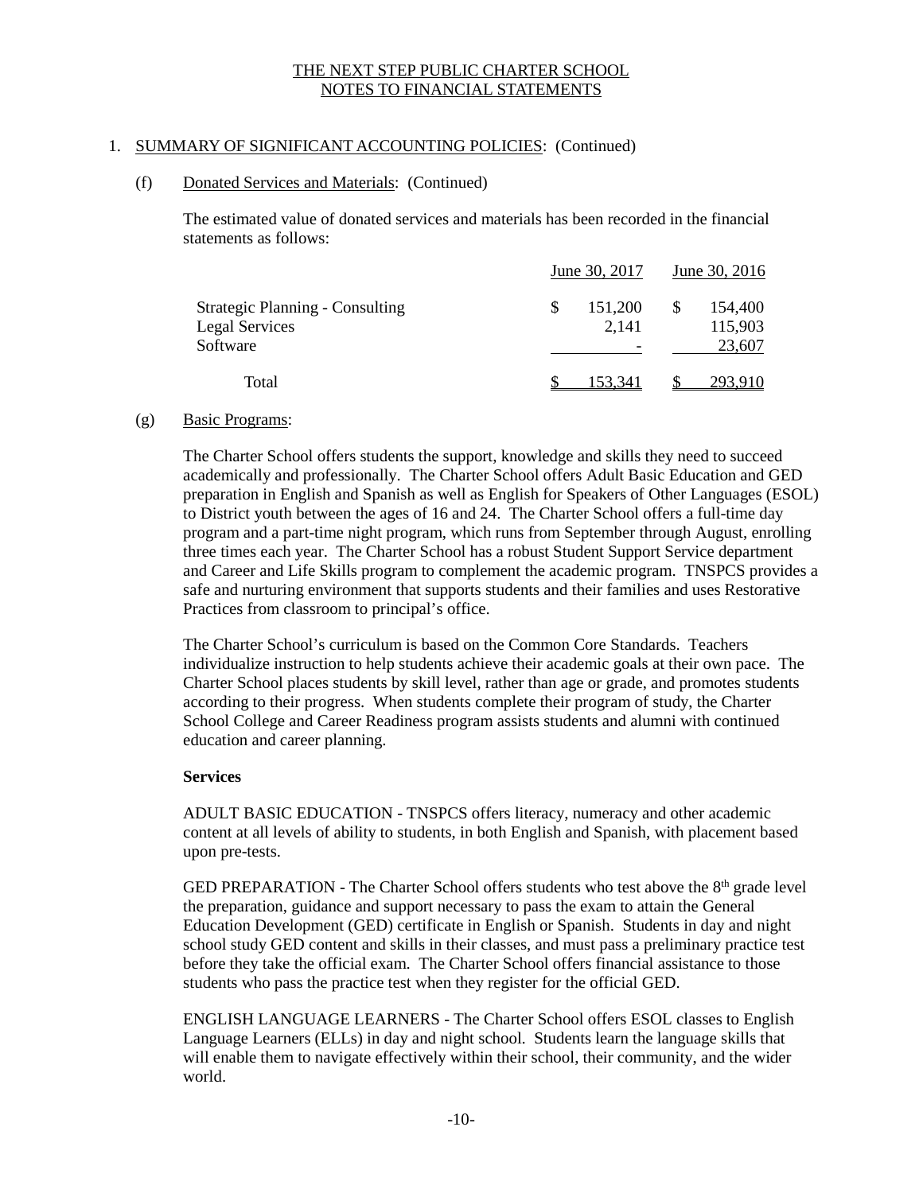THE NEXT STEP PUBLIC CHARTER SCHOOL
NOTES TO FINANCIAL STATEMENTS

1. SUMMARY OF SIGNIFICANT ACCOUNTING POLICIES: (Continued)

(f) Donated Services and Materials: (Continued)

The estimated value of donated services and materials has been recorded in the financial statements as follows:

| | June 30, 2017 | June 30, 2016 |
|---|---|---|
| Strategic Planning - Consulting | $ 151,200 | $ 154,400 |
| Legal Services | 2,141 | 115,903 |
| Software | - | 23,607 |
| Total | $ 153,341 | $ 293,910 |

(g) Basic Programs:

The Charter School offers students the support, knowledge and skills they need to succeed academically and professionally. The Charter School offers Adult Basic Education and GED preparation in English and Spanish as well as English for Speakers of Other Languages (ESOL) to District youth between the ages of 16 and 24. The Charter School offers a full-time day program and a part-time night program, which runs from September through August, enrolling three times each year. The Charter School has a robust Student Support Service department and Career and Life Skills program to complement the academic program. TNSPCS provides a safe and nurturing environment that supports students and their families and uses Restorative Practices from classroom to principal's office.

The Charter School's curriculum is based on the Common Core Standards. Teachers individualize instruction to help students achieve their academic goals at their own pace. The Charter School places students by skill level, rather than age or grade, and promotes students according to their progress. When students complete their program of study, the Charter School College and Career Readiness program assists students and alumni with continued education and career planning.

**Services**

ADULT BASIC EDUCATION - TNSPCS offers literacy, numeracy and other academic content at all levels of ability to students, in both English and Spanish, with placement based upon pre-tests.

GED PREPARATION - The Charter School offers students who test above the 8th grade level the preparation, guidance and support necessary to pass the exam to attain the General Education Development (GED) certificate in English or Spanish. Students in day and night school study GED content and skills in their classes, and must pass a preliminary practice test before they take the official exam. The Charter School offers financial assistance to those students who pass the practice test when they register for the official GED.

ENGLISH LANGUAGE LEARNERS - The Charter School offers ESOL classes to English Language Learners (ELLs) in day and night school. Students learn the language skills that will enable them to navigate effectively within their school, their community, and the wider world.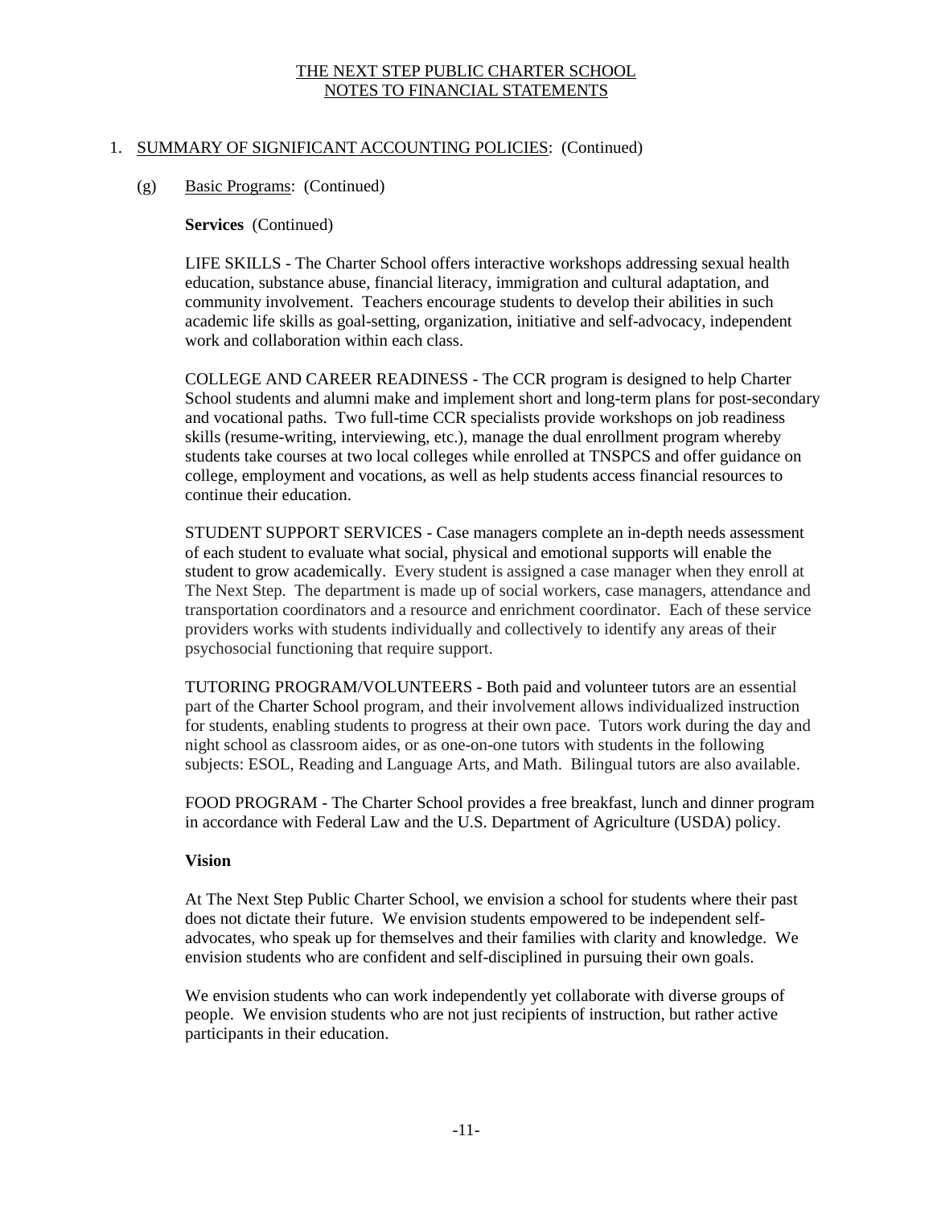## 1. SUMMARY OF SIGNIFICANT ACCOUNTING POLICIES: (Continued)

### (g) Basic Programs: (Continued)

**Services** (Continued)

LIFE SKILLS - The Charter School offers interactive workshops addressing sexual health education, substance abuse, financial literacy, immigration and cultural adaptation, and community involvement. Teachers encourage students to develop their abilities in such academic life skills as goal-setting, organization, initiative and self-advocacy, independent work and collaboration within each class.

COLLEGE AND CAREER READINESS - The CCR program is designed to help Charter School students and alumni make and implement short and long-term plans for post-secondary and vocational paths. Two full-time CCR specialists provide workshops on job readiness skills (resume-writing, interviewing, etc.), manage the dual enrollment program whereby students take courses at two local colleges while enrolled at TNSPCS and offer guidance on college, employment and vocations, as well as help students access financial resources to continue their education.

STUDENT SUPPORT SERVICES - Case managers complete an in-depth needs assessment of each student to evaluate what social, physical and emotional supports will enable the student to grow academically. Every student is assigned a case manager when they enroll at The Next Step. The department is made up of social workers, case managers, attendance and transportation coordinators and a resource and enrichment coordinator. Each of these service providers works with students individually and collectively to identify any areas of their psychosocial functioning that require support.

TUTORING PROGRAM/VOLUNTEERS - Both paid and volunteer tutors are an essential part of the Charter School program, and their involvement allows individualized instruction for students, enabling students to progress at their own pace. Tutors work during the day and night school as classroom aides, or as one-on-one tutors with students in the following subjects: ESOL, Reading and Language Arts, and Math. Bilingual tutors are also available.

FOOD PROGRAM - The Charter School provides a free breakfast, lunch and dinner program in accordance with Federal Law and the U.S. Department of Agriculture (USDA) policy.

**Vision**

At The Next Step Public Charter School, we envision a school for students where their past does not dictate their future. We envision students empowered to be independent self-advocates, who speak up for themselves and their families with clarity and knowledge. We envision students who are confident and self-disciplined in pursuing their own goals.

We envision students who can work independently yet collaborate with diverse groups of people. We envision students who are not just recipients of instruction, but rather active participants in their education.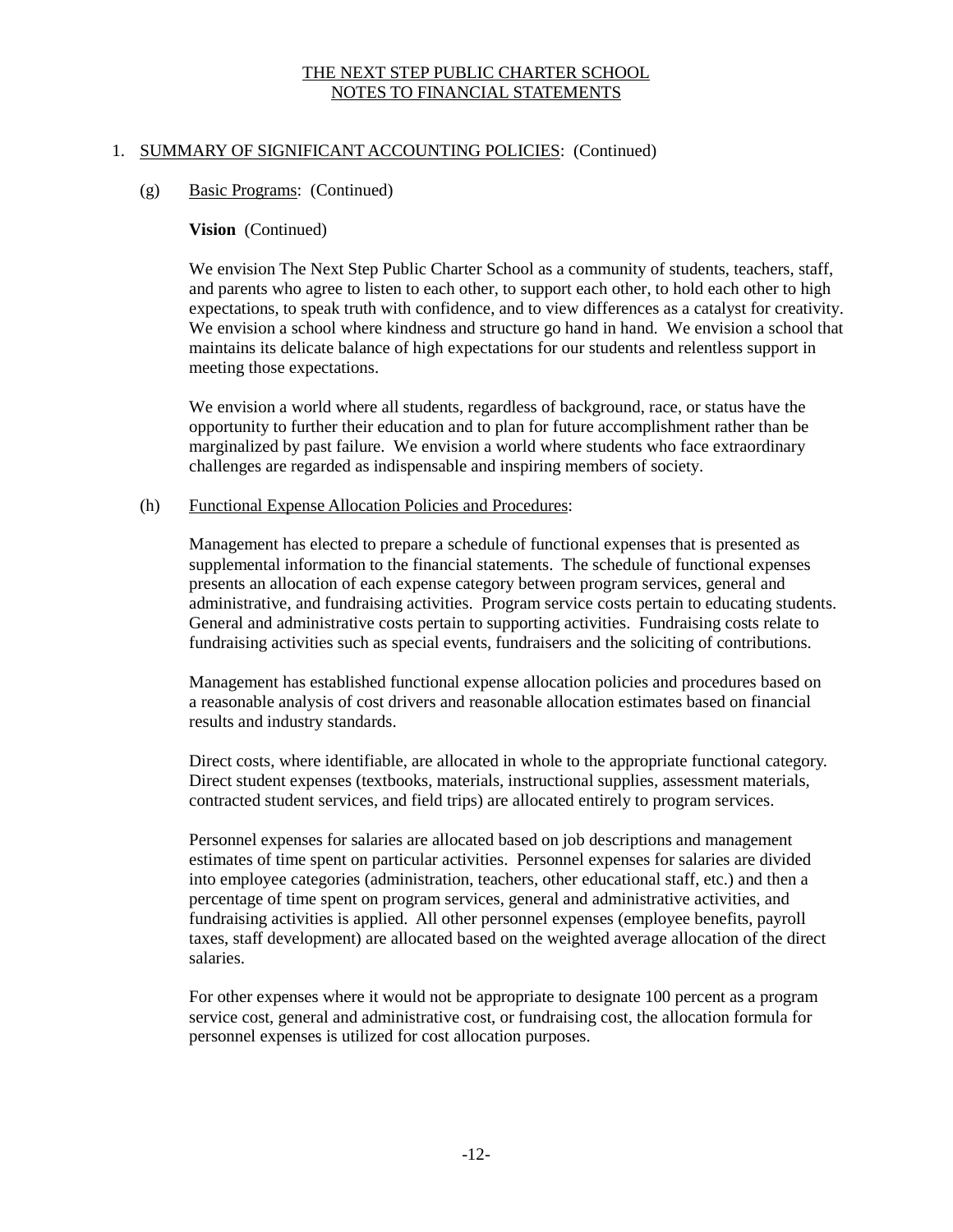THE NEXT STEP PUBLIC CHARTER SCHOOL
NOTES TO FINANCIAL STATEMENTS

1. SUMMARY OF SIGNIFICANT ACCOUNTING POLICIES: (Continued)

(g) Basic Programs: (Continued)

**Vision** (Continued)

We envision The Next Step Public Charter School as a community of students, teachers, staff, and parents who agree to listen to each other, to support each other, to hold each other to high expectations, to speak truth with confidence, and to view differences as a catalyst for creativity. We envision a school where kindness and structure go hand in hand. We envision a school that maintains its delicate balance of high expectations for our students and relentless support in meeting those expectations.

We envision a world where all students, regardless of background, race, or status have the opportunity to further their education and to plan for future accomplishment rather than be marginalized by past failure. We envision a world where students who face extraordinary challenges are regarded as indispensable and inspiring members of society.

(h) Functional Expense Allocation Policies and Procedures:

Management has elected to prepare a schedule of functional expenses that is presented as supplemental information to the financial statements. The schedule of functional expenses presents an allocation of each expense category between program services, general and administrative, and fundraising activities. Program service costs pertain to educating students. General and administrative costs pertain to supporting activities. Fundraising costs relate to fundraising activities such as special events, fundraisers and the soliciting of contributions.

Management has established functional expense allocation policies and procedures based on a reasonable analysis of cost drivers and reasonable allocation estimates based on financial results and industry standards.

Direct costs, where identifiable, are allocated in whole to the appropriate functional category. Direct student expenses (textbooks, materials, instructional supplies, assessment materials, contracted student services, and field trips) are allocated entirely to program services.

Personnel expenses for salaries are allocated based on job descriptions and management estimates of time spent on particular activities. Personnel expenses for salaries are divided into employee categories (administration, teachers, other educational staff, etc.) and then a percentage of time spent on program services, general and administrative activities, and fundraising activities is applied. All other personnel expenses (employee benefits, payroll taxes, staff development) are allocated based on the weighted average allocation of the direct salaries.

For other expenses where it would not be appropriate to designate 100 percent as a program service cost, general and administrative cost, or fundraising cost, the allocation formula for personnel expenses is utilized for cost allocation purposes.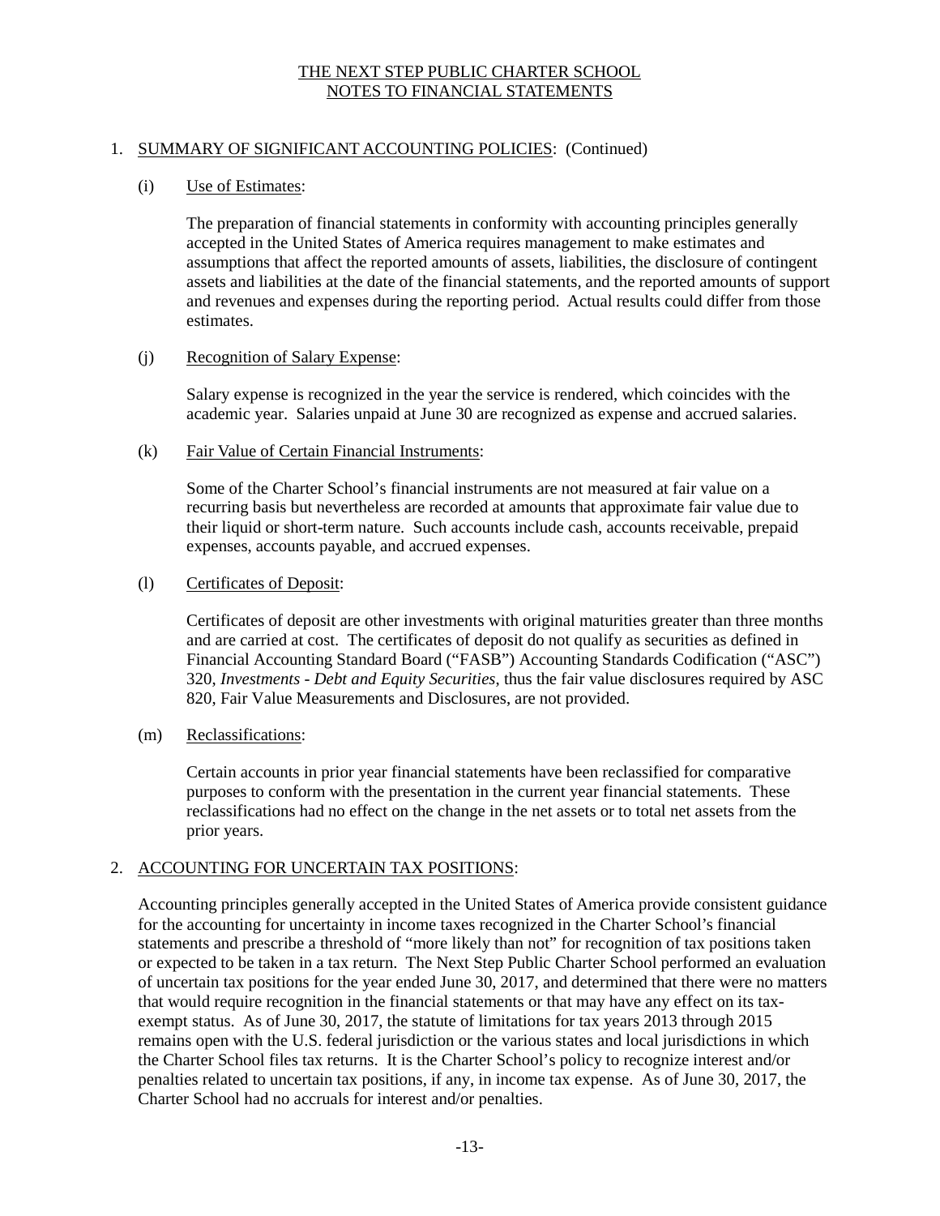THE NEXT STEP PUBLIC CHARTER SCHOOL
NOTES TO FINANCIAL STATEMENTS

1. SUMMARY OF SIGNIFICANT ACCOUNTING POLICIES: (Continued)

(i) Use of Estimates:

The preparation of financial statements in conformity with accounting principles generally accepted in the United States of America requires management to make estimates and assumptions that affect the reported amounts of assets, liabilities, the disclosure of contingent assets and liabilities at the date of the financial statements, and the reported amounts of support and revenues and expenses during the reporting period. Actual results could differ from those estimates.

(j) Recognition of Salary Expense:

Salary expense is recognized in the year the service is rendered, which coincides with the academic year. Salaries unpaid at June 30 are recognized as expense and accrued salaries.

(k) Fair Value of Certain Financial Instruments:

Some of the Charter School's financial instruments are not measured at fair value on a recurring basis but nevertheless are recorded at amounts that approximate fair value due to their liquid or short-term nature. Such accounts include cash, accounts receivable, prepaid expenses, accounts payable, and accrued expenses.

(l) Certificates of Deposit:

Certificates of deposit are other investments with original maturities greater than three months and are carried at cost. The certificates of deposit do not qualify as securities as defined in Financial Accounting Standard Board ("FASB") Accounting Standards Codification ("ASC") 320, *Investments - Debt and Equity Securities*, thus the fair value disclosures required by ASC 820, Fair Value Measurements and Disclosures, are not provided.

(m) Reclassifications:

Certain accounts in prior year financial statements have been reclassified for comparative purposes to conform with the presentation in the current year financial statements. These reclassifications had no effect on the change in the net assets or to total net assets from the prior years.

2. ACCOUNTING FOR UNCERTAIN TAX POSITIONS:

Accounting principles generally accepted in the United States of America provide consistent guidance for the accounting for uncertainty in income taxes recognized in the Charter School's financial statements and prescribe a threshold of "more likely than not" for recognition of tax positions taken or expected to be taken in a tax return. The Next Step Public Charter School performed an evaluation of uncertain tax positions for the year ended June 30, 2017, and determined that there were no matters that would require recognition in the financial statements or that may have any effect on its tax-exempt status. As of June 30, 2017, the statute of limitations for tax years 2013 through 2015 remains open with the U.S. federal jurisdiction or the various states and local jurisdictions in which the Charter School files tax returns. It is the Charter School's policy to recognize interest and/or penalties related to uncertain tax positions, if any, in income tax expense. As of June 30, 2017, the Charter School had no accruals for interest and/or penalties.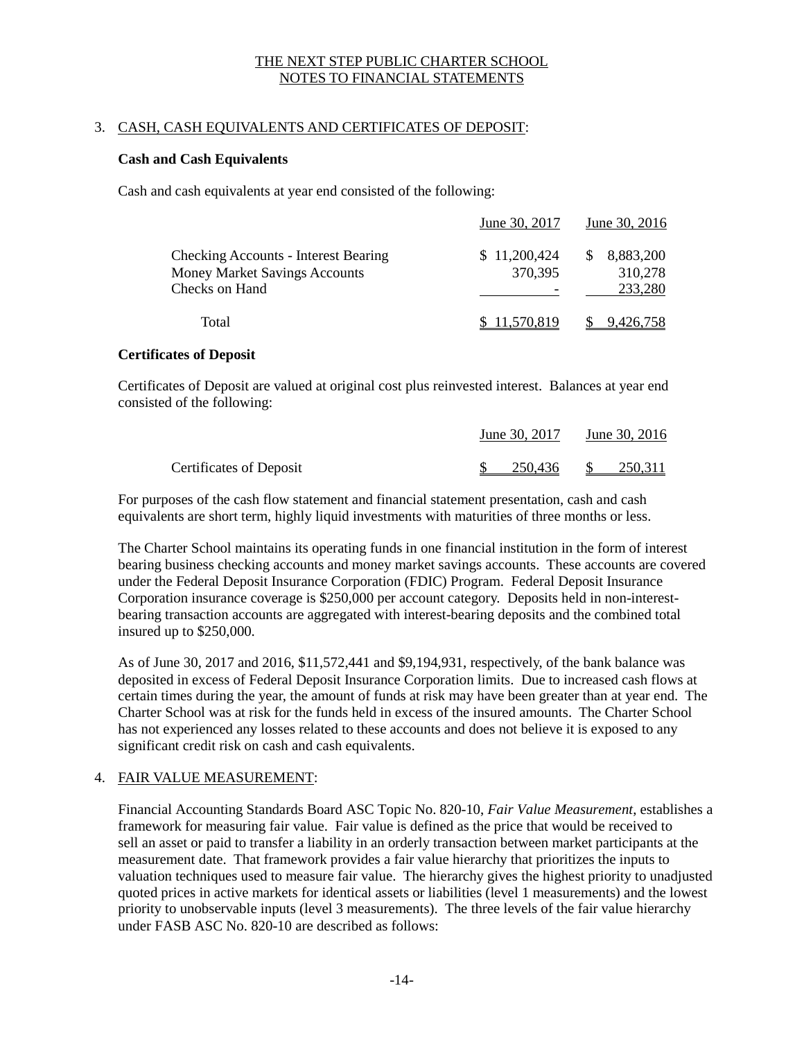THE NEXT STEP PUBLIC CHARTER SCHOOL
NOTES TO FINANCIAL STATEMENTS

## 3. CASH, CASH EQUIVALENTS AND CERTIFICATES OF DEPOSIT:

**Cash and Cash Equivalents**

Cash and cash equivalents at year end consisted of the following:

| | June 30, 2017 | June 30, 2016 |
|---|---|---|
| Checking Accounts - Interest Bearing | $ 11,200,424 | $ 8,883,200 |
| Money Market Savings Accounts | 370,395 | 310,278 |
| Checks on Hand | - | 233,280 |
| Total | $ 11,570,819 | $ 9,426,758 |

**Certificates of Deposit**

Certificates of Deposit are valued at original cost plus reinvested interest. Balances at year end consisted of the following:

| | June 30, 2017 | June 30, 2016 |
|---|---|---|
| Certificates of Deposit | $ 250,436 | $ 250,311 |

For purposes of the cash flow statement and financial statement presentation, cash and cash equivalents are short term, highly liquid investments with maturities of three months or less.

The Charter School maintains its operating funds in one financial institution in the form of interest bearing business checking accounts and money market savings accounts. These accounts are covered under the Federal Deposit Insurance Corporation (FDIC) Program. Federal Deposit Insurance Corporation insurance coverage is $250,000 per account category. Deposits held in non-interest-bearing transaction accounts are aggregated with interest-bearing deposits and the combined total insured up to $250,000.

As of June 30, 2017 and 2016, $11,572,441 and $9,194,931, respectively, of the bank balance was deposited in excess of Federal Deposit Insurance Corporation limits. Due to increased cash flows at certain times during the year, the amount of funds at risk may have been greater than at year end. The Charter School was at risk for the funds held in excess of the insured amounts. The Charter School has not experienced any losses related to these accounts and does not believe it is exposed to any significant credit risk on cash and cash equivalents.

## 4. FAIR VALUE MEASUREMENT:

Financial Accounting Standards Board ASC Topic No. 820-10, *Fair Value Measurement*, establishes a framework for measuring fair value. Fair value is defined as the price that would be received to sell an asset or paid to transfer a liability in an orderly transaction between market participants at the measurement date. That framework provides a fair value hierarchy that prioritizes the inputs to valuation techniques used to measure fair value. The hierarchy gives the highest priority to unadjusted quoted prices in active markets for identical assets or liabilities (level 1 measurements) and the lowest priority to unobservable inputs (level 3 measurements). The three levels of the fair value hierarchy under FASB ASC No. 820-10 are described as follows: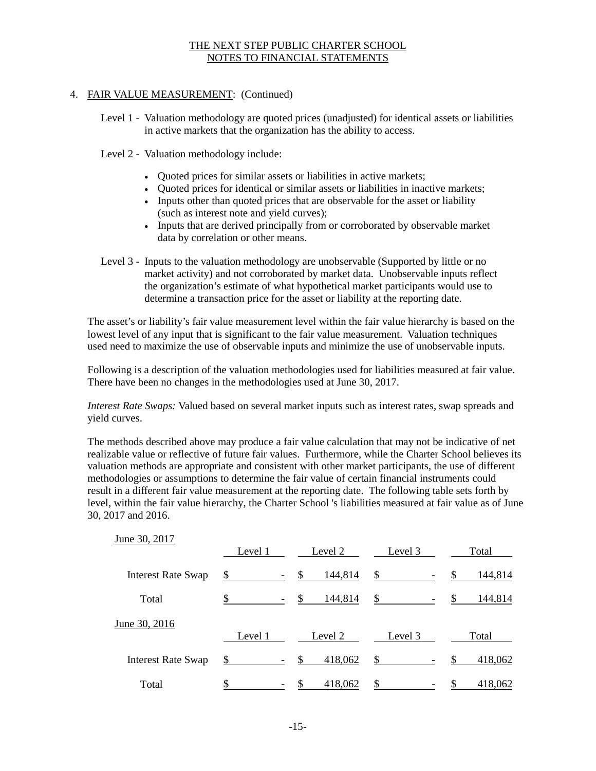4. FAIR VALUE MEASUREMENT: (Continued)

Level 1 - Valuation methodology are quoted prices (unadjusted) for identical assets or liabilities in active markets that the organization has the ability to access.

Level 2 - Valuation methodology include:

- Quoted prices for similar assets or liabilities in active markets;
- Quoted prices for identical or similar assets or liabilities in inactive markets;
- Inputs other than quoted prices that are observable for the asset or liability (such as interest note and yield curves);
- Inputs that are derived principally from or corroborated by observable market data by correlation or other means.

Level 3 - Inputs to the valuation methodology are unobservable (Supported by little or no market activity) and not corroborated by market data. Unobservable inputs reflect the organization's estimate of what hypothetical market participants would use to determine a transaction price for the asset or liability at the reporting date.

The asset's or liability's fair value measurement level within the fair value hierarchy is based on the lowest level of any input that is significant to the fair value measurement. Valuation techniques used need to maximize the use of observable inputs and minimize the use of unobservable inputs.

Following is a description of the valuation methodologies used for liabilities measured at fair value. There have been no changes in the methodologies used at June 30, 2017.

*Interest Rate Swaps:* Valued based on several market inputs such as interest rates, swap spreads and yield curves.

The methods described above may produce a fair value calculation that may not be indicative of net realizable value or reflective of future fair values. Furthermore, while the Charter School believes its valuation methods are appropriate and consistent with other market participants, the use of different methodologies or assumptions to determine the fair value of certain financial instruments could result in a different fair value measurement at the reporting date. The following table sets forth by level, within the fair value hierarchy, the Charter School 's liabilities measured at fair value as of June 30, 2017 and 2016.

| June 30, 2017 | Level 1 | Level 2 | Level 3 | Total |
|---|---|---|---|---|
| Interest Rate Swap | $ - | $ 144,814 | $ - | $ 144,814 |
| Total | $ - | $ 144,814 | $ - | $ 144,814 |

| June 30, 2016 | Level 1 | Level 2 | Level 3 | Total |
|---|---|---|---|---|
| Interest Rate Swap | $ - | $ 418,062 | $ - | $ 418,062 |
| Total | $ - | $ 418,062 | $ - | $ 418,062 |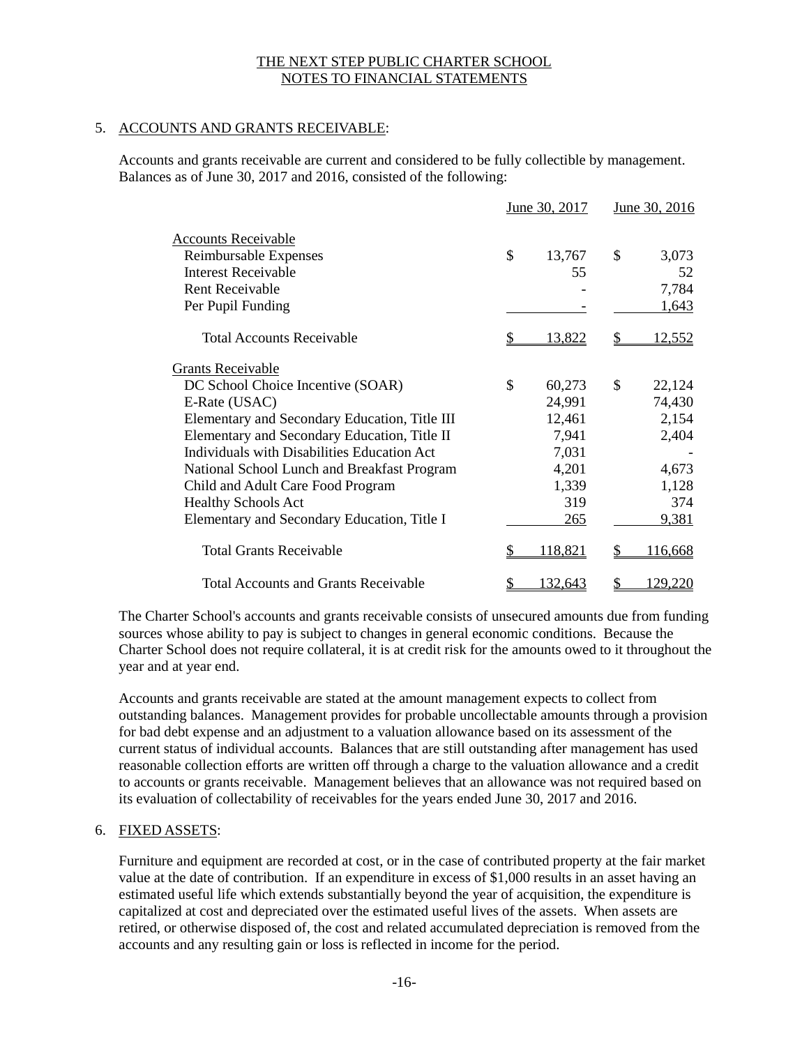THE NEXT STEP PUBLIC CHARTER SCHOOL
NOTES TO FINANCIAL STATEMENTS

## 5. ACCOUNTS AND GRANTS RECEIVABLE:

Accounts and grants receivable are current and considered to be fully collectible by management. Balances as of June 30, 2017 and 2016, consisted of the following:

| | June 30, 2017 | June 30, 2016 |
|---|---|---|
| **Accounts Receivable** | | |
| Reimbursable Expenses | $ 13,767 | $ 3,073 |
| Interest Receivable | 55 | 52 |
| Rent Receivable | - | 7,784 |
| Per Pupil Funding | - | 1,643 |
| Total Accounts Receivable | $ 13,822 | $ 12,552 |
| **Grants Receivable** | | |
| DC School Choice Incentive (SOAR) | $ 60,273 | $ 22,124 |
| E-Rate (USAC) | 24,991 | 74,430 |
| Elementary and Secondary Education, Title III | 12,461 | 2,154 |
| Elementary and Secondary Education, Title II | 7,941 | 2,404 |
| Individuals with Disabilities Education Act | 7,031 | - |
| National School Lunch and Breakfast Program | 4,201 | 4,673 |
| Child and Adult Care Food Program | 1,339 | 1,128 |
| Healthy Schools Act | 319 | 374 |
| Elementary and Secondary Education, Title I | 265 | 9,381 |
| Total Grants Receivable | $ 118,821 | $ 116,668 |
| Total Accounts and Grants Receivable | $ 132,643 | $ 129,220 |

The Charter School's accounts and grants receivable consists of unsecured amounts due from funding sources whose ability to pay is subject to changes in general economic conditions. Because the Charter School does not require collateral, it is at credit risk for the amounts owed to it throughout the year and at year end.

Accounts and grants receivable are stated at the amount management expects to collect from outstanding balances. Management provides for probable uncollectable amounts through a provision for bad debt expense and an adjustment to a valuation allowance based on its assessment of the current status of individual accounts. Balances that are still outstanding after management has used reasonable collection efforts are written off through a charge to the valuation allowance and a credit to accounts or grants receivable. Management believes that an allowance was not required based on its evaluation of collectability of receivables for the years ended June 30, 2017 and 2016.

## 6. FIXED ASSETS:

Furniture and equipment are recorded at cost, or in the case of contributed property at the fair market value at the date of contribution. If an expenditure in excess of $1,000 results in an asset having an estimated useful life which extends substantially beyond the year of acquisition, the expenditure is capitalized at cost and depreciated over the estimated useful lives of the assets. When assets are retired, or otherwise disposed of, the cost and related accumulated depreciation is removed from the accounts and any resulting gain or loss is reflected in income for the period.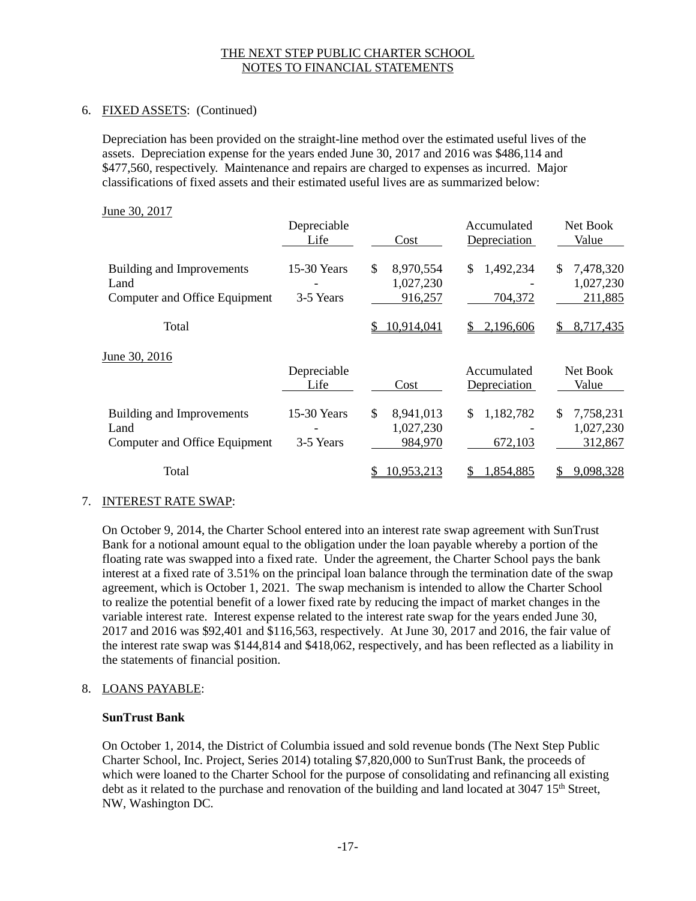6. FIXED ASSETS: (Continued)

Depreciation has been provided on the straight-line method over the estimated useful lives of the assets. Depreciation expense for the years ended June 30, 2017 and 2016 was $486,114 and $477,560, respectively. Maintenance and repairs are charged to expenses as incurred. Major classifications of fixed assets and their estimated useful lives are as summarized below:

June 30, 2017

| | Depreciable Life | Cost | Accumulated Depreciation | Net Book Value |
|---|---|---|---|---|
| Building and Improvements | 15-30 Years | $ 8,970,554 | $ 1,492,234 | $ 7,478,320 |
| Land | - | 1,027,230 | - | 1,027,230 |
| Computer and Office Equipment | 3-5 Years | 916,257 | 704,372 | 211,885 |
| Total | | $ 10,914,041 | $ 2,196,606 | $ 8,717,435 |

June 30, 2016

| | Depreciable Life | Cost | Accumulated Depreciation | Net Book Value |
|---|---|---|---|---|
| Building and Improvements | 15-30 Years | $ 8,941,013 | $ 1,182,782 | $ 7,758,231 |
| Land | - | 1,027,230 | - | 1,027,230 |
| Computer and Office Equipment | 3-5 Years | 984,970 | 672,103 | 312,867 |
| Total | | $ 10,953,213 | $ 1,854,885 | $ 9,098,328 |

7. INTEREST RATE SWAP:

On October 9, 2014, the Charter School entered into an interest rate swap agreement with SunTrust Bank for a notional amount equal to the obligation under the loan payable whereby a portion of the floating rate was swapped into a fixed rate. Under the agreement, the Charter School pays the bank interest at a fixed rate of 3.51% on the principal loan balance through the termination date of the swap agreement, which is October 1, 2021. The swap mechanism is intended to allow the Charter School to realize the potential benefit of a lower fixed rate by reducing the impact of market changes in the variable interest rate. Interest expense related to the interest rate swap for the years ended June 30, 2017 and 2016 was $92,401 and $116,563, respectively. At June 30, 2017 and 2016, the fair value of the interest rate swap was $144,814 and $418,062, respectively, and has been reflected as a liability in the statements of financial position.

8. LOANS PAYABLE:

**SunTrust Bank**

On October 1, 2014, the District of Columbia issued and sold revenue bonds (The Next Step Public Charter School, Inc. Project, Series 2014) totaling $7,820,000 to SunTrust Bank, the proceeds of which were loaned to the Charter School for the purpose of consolidating and refinancing all existing debt as it related to the purchase and renovation of the building and land located at 3047 15th Street, NW, Washington DC.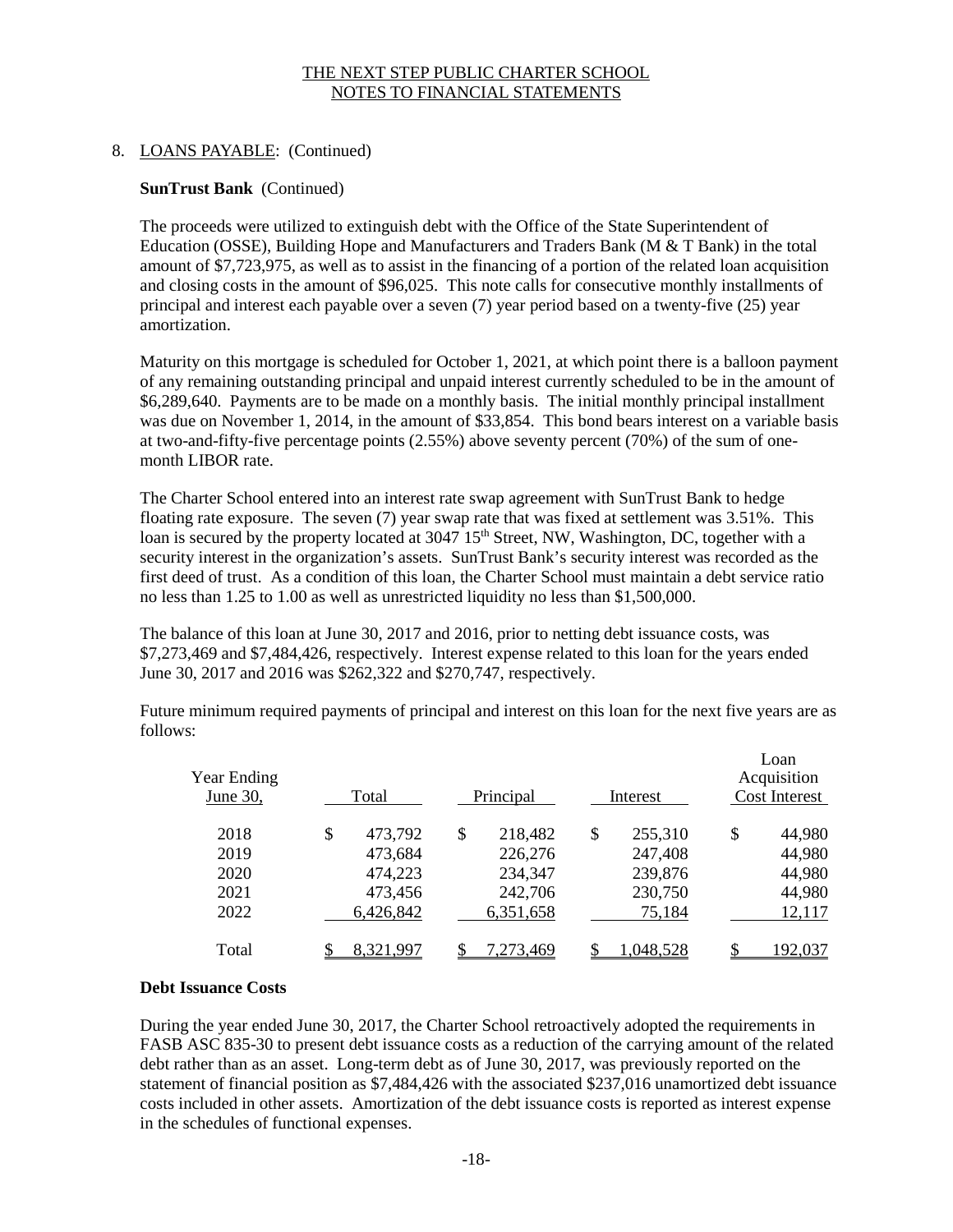THE NEXT STEP PUBLIC CHARTER SCHOOL
NOTES TO FINANCIAL STATEMENTS

8. LOANS PAYABLE: (Continued)

**SunTrust Bank** (Continued)

The proceeds were utilized to extinguish debt with the Office of the State Superintendent of Education (OSSE), Building Hope and Manufacturers and Traders Bank (M & T Bank) in the total amount of $7,723,975, as well as to assist in the financing of a portion of the related loan acquisition and closing costs in the amount of $96,025. This note calls for consecutive monthly installments of principal and interest each payable over a seven (7) year period based on a twenty-five (25) year amortization.

Maturity on this mortgage is scheduled for October 1, 2021, at which point there is a balloon payment of any remaining outstanding principal and unpaid interest currently scheduled to be in the amount of $6,289,640. Payments are to be made on a monthly basis. The initial monthly principal installment was due on November 1, 2014, in the amount of $33,854. This bond bears interest on a variable basis at two-and-fifty-five percentage points (2.55%) above seventy percent (70%) of the sum of one-month LIBOR rate.

The Charter School entered into an interest rate swap agreement with SunTrust Bank to hedge floating rate exposure. The seven (7) year swap rate that was fixed at settlement was 3.51%. This loan is secured by the property located at 3047 15th Street, NW, Washington, DC, together with a security interest in the organization's assets. SunTrust Bank's security interest was recorded as the first deed of trust. As a condition of this loan, the Charter School must maintain a debt service ratio no less than 1.25 to 1.00 as well as unrestricted liquidity no less than $1,500,000.

The balance of this loan at June 30, 2017 and 2016, prior to netting debt issuance costs, was $7,273,469 and $7,484,426, respectively. Interest expense related to this loan for the years ended June 30, 2017 and 2016 was $262,322 and $270,747, respectively.

Future minimum required payments of principal and interest on this loan for the next five years are as follows:

| Year Ending June 30, | Total | Principal | Interest | Loan Acquisition Cost Interest |
|---|---|---|---|---|
| 2018 | $ 473,792 | $ 218,482 | $ 255,310 | $ 44,980 |
| 2019 | 473,684 | 226,276 | 247,408 | 44,980 |
| 2020 | 474,223 | 234,347 | 239,876 | 44,980 |
| 2021 | 473,456 | 242,706 | 230,750 | 44,980 |
| 2022 | 6,426,842 | 6,351,658 | 75,184 | 12,117 |
| Total | $ 8,321,997 | $ 7,273,469 | $ 1,048,528 | $ 192,037 |

**Debt Issuance Costs**

During the year ended June 30, 2017, the Charter School retroactively adopted the requirements in FASB ASC 835-30 to present debt issuance costs as a reduction of the carrying amount of the related debt rather than as an asset. Long-term debt as of June 30, 2017, was previously reported on the statement of financial position as $7,484,426 with the associated $237,016 unamortized debt issuance costs included in other assets. Amortization of the debt issuance costs is reported as interest expense in the schedules of functional expenses.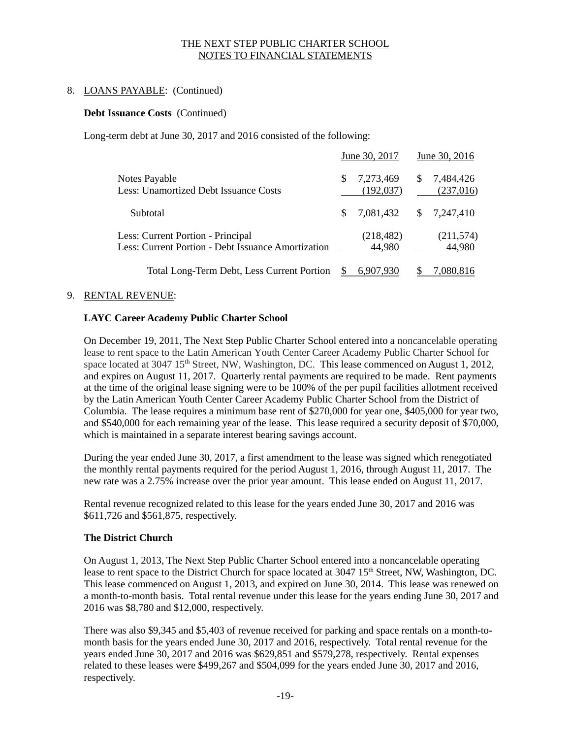THE NEXT STEP PUBLIC CHARTER SCHOOL
NOTES TO FINANCIAL STATEMENTS

8. LOANS PAYABLE: (Continued)

**Debt Issuance Costs** (Continued)

Long-term debt at June 30, 2017 and 2016 consisted of the following:

| | June 30, 2017 | June 30, 2016 |
|---|---|---|
| Notes Payable | $ 7,273,469 | $ 7,484,426 |
| Less: Unamortized Debt Issuance Costs | (192,037) | (237,016) |
| Subtotal | $ 7,081,432 | $ 7,247,410 |
| Less: Current Portion - Principal | (218,482) | (211,574) |
| Less: Current Portion - Debt Issuance Amortization | 44,980 | 44,980 |
| Total Long-Term Debt, Less Current Portion | $ 6,907,930 | $ 7,080,816 |

9. RENTAL REVENUE:

**LAYC Career Academy Public Charter School**

On December 19, 2011, The Next Step Public Charter School entered into a noncancelable operating lease to rent space to the Latin American Youth Center Career Academy Public Charter School for space located at 3047 15th Street, NW, Washington, DC. This lease commenced on August 1, 2012, and expires on August 11, 2017. Quarterly rental payments are required to be made. Rent payments at the time of the original lease signing were to be 100% of the per pupil facilities allotment received by the Latin American Youth Center Career Academy Public Charter School from the District of Columbia. The lease requires a minimum base rent of $270,000 for year one, $405,000 for year two, and $540,000 for each remaining year of the lease. This lease required a security deposit of $70,000, which is maintained in a separate interest bearing savings account.

During the year ended June 30, 2017, a first amendment to the lease was signed which renegotiated the monthly rental payments required for the period August 1, 2016, through August 11, 2017. The new rate was a 2.75% increase over the prior year amount. This lease ended on August 11, 2017.

Rental revenue recognized related to this lease for the years ended June 30, 2017 and 2016 was $611,726 and $561,875, respectively.

**The District Church**

On August 1, 2013, The Next Step Public Charter School entered into a noncancelable operating lease to rent space to the District Church for space located at 3047 15th Street, NW, Washington, DC. This lease commenced on August 1, 2013, and expired on June 30, 2014. This lease was renewed on a month-to-month basis. Total rental revenue under this lease for the years ending June 30, 2017 and 2016 was $8,780 and $12,000, respectively.

There was also $9,345 and $5,403 of revenue received for parking and space rentals on a month-to-month basis for the years ended June 30, 2017 and 2016, respectively. Total rental revenue for the years ended June 30, 2017 and 2016 was $629,851 and $579,278, respectively. Rental expenses related to these leases were $499,267 and $504,099 for the years ended June 30, 2017 and 2016, respectively.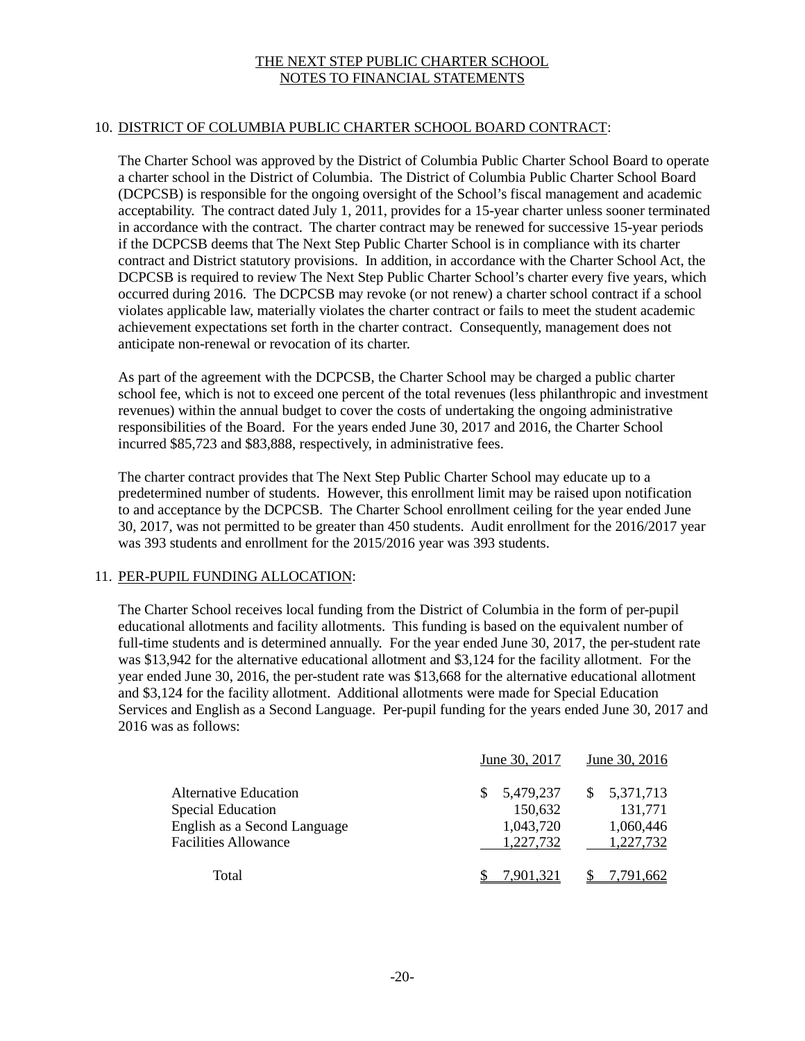THE NEXT STEP PUBLIC CHARTER SCHOOL
NOTES TO FINANCIAL STATEMENTS

## 10. DISTRICT OF COLUMBIA PUBLIC CHARTER SCHOOL BOARD CONTRACT:

The Charter School was approved by the District of Columbia Public Charter School Board to operate a charter school in the District of Columbia. The District of Columbia Public Charter School Board (DCPCSB) is responsible for the ongoing oversight of the School's fiscal management and academic acceptability. The contract dated July 1, 2011, provides for a 15-year charter unless sooner terminated in accordance with the contract. The charter contract may be renewed for successive 15-year periods if the DCPCSB deems that The Next Step Public Charter School is in compliance with its charter contract and District statutory provisions. In addition, in accordance with the Charter School Act, the DCPCSB is required to review The Next Step Public Charter School's charter every five years, which occurred during 2016. The DCPCSB may revoke (or not renew) a charter school contract if a school violates applicable law, materially violates the charter contract or fails to meet the student academic achievement expectations set forth in the charter contract. Consequently, management does not anticipate non-renewal or revocation of its charter.

As part of the agreement with the DCPCSB, the Charter School may be charged a public charter school fee, which is not to exceed one percent of the total revenues (less philanthropic and investment revenues) within the annual budget to cover the costs of undertaking the ongoing administrative responsibilities of the Board. For the years ended June 30, 2017 and 2016, the Charter School incurred $85,723 and $83,888, respectively, in administrative fees.

The charter contract provides that The Next Step Public Charter School may educate up to a predetermined number of students. However, this enrollment limit may be raised upon notification to and acceptance by the DCPCSB. The Charter School enrollment ceiling for the year ended June 30, 2017, was not permitted to be greater than 450 students. Audit enrollment for the 2016/2017 year was 393 students and enrollment for the 2015/2016 year was 393 students.

## 11. PER-PUPIL FUNDING ALLOCATION:

The Charter School receives local funding from the District of Columbia in the form of per-pupil educational allotments and facility allotments. This funding is based on the equivalent number of full-time students and is determined annually. For the year ended June 30, 2017, the per-student rate was $13,942 for the alternative educational allotment and $3,124 for the facility allotment. For the year ended June 30, 2016, the per-student rate was $13,668 for the alternative educational allotment and $3,124 for the facility allotment. Additional allotments were made for Special Education Services and English as a Second Language. Per-pupil funding for the years ended June 30, 2017 and 2016 was as follows:

| | June 30, 2017 | June 30, 2016 |
|---|---|---|
| Alternative Education | $ 5,479,237 | $ 5,371,713 |
| Special Education | 150,632 | 131,771 |
| English as a Second Language | 1,043,720 | 1,060,446 |
| Facilities Allowance | 1,227,732 | 1,227,732 |
| Total | $ 7,901,321 | $ 7,791,662 |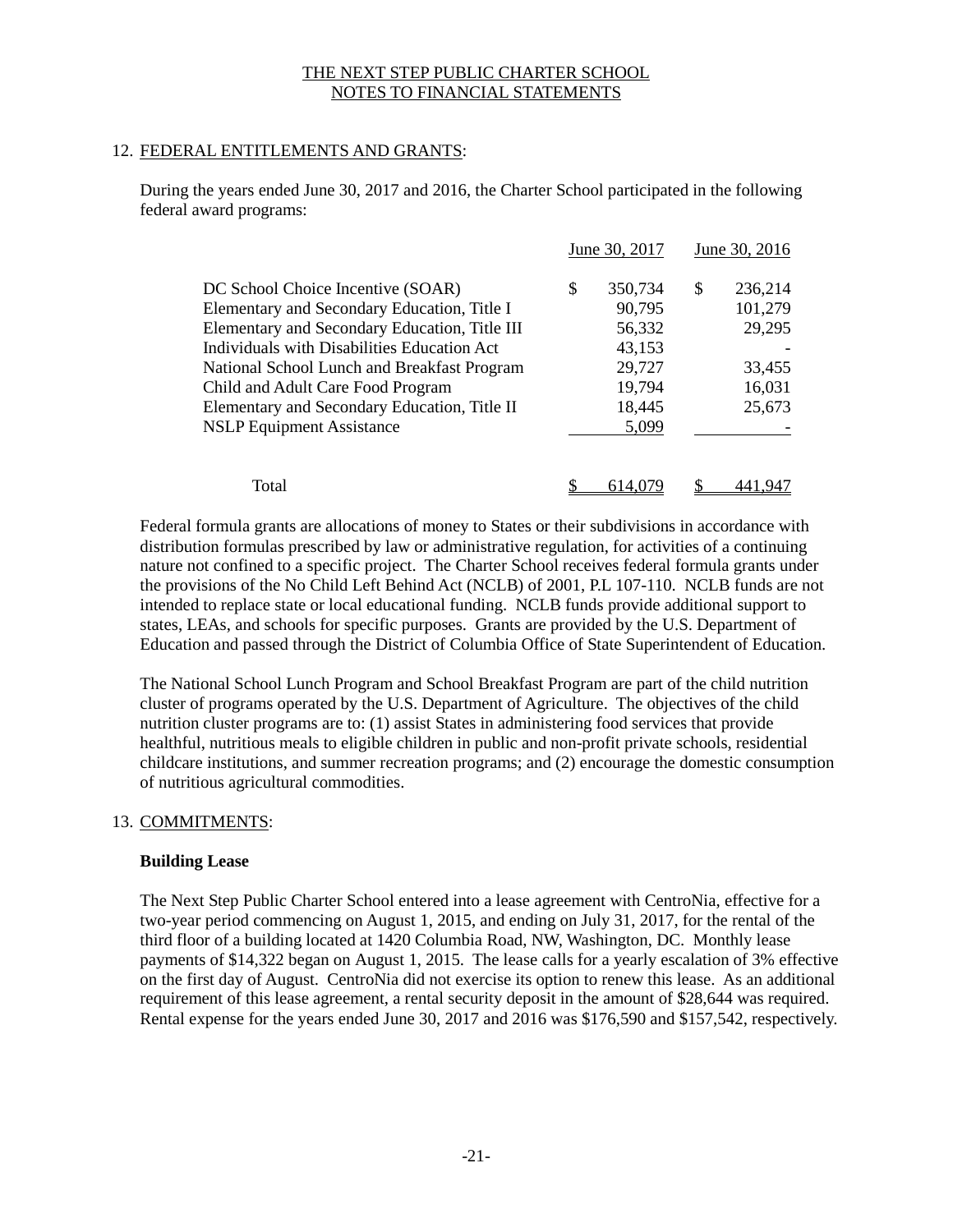THE NEXT STEP PUBLIC CHARTER SCHOOL
NOTES TO FINANCIAL STATEMENTS

## 12. FEDERAL ENTITLEMENTS AND GRANTS:

During the years ended June 30, 2017 and 2016, the Charter School participated in the following federal award programs:

| | June 30, 2017 | June 30, 2016 |
|---|---|---|
| DC School Choice Incentive (SOAR) | $ 350,734 | $ 236,214 |
| Elementary and Secondary Education, Title I | 90,795 | 101,279 |
| Elementary and Secondary Education, Title III | 56,332 | 29,295 |
| Individuals with Disabilities Education Act | 43,153 | - |
| National School Lunch and Breakfast Program | 29,727 | 33,455 |
| Child and Adult Care Food Program | 19,794 | 16,031 |
| Elementary and Secondary Education, Title II | 18,445 | 25,673 |
| NSLP Equipment Assistance | 5,099 | - |
| Total | $ 614,079 | $ 441,947 |

Federal formula grants are allocations of money to States or their subdivisions in accordance with distribution formulas prescribed by law or administrative regulation, for activities of a continuing nature not confined to a specific project. The Charter School receives federal formula grants under the provisions of the No Child Left Behind Act (NCLB) of 2001, P.L 107-110. NCLB funds are not intended to replace state or local educational funding. NCLB funds provide additional support to states, LEAs, and schools for specific purposes. Grants are provided by the U.S. Department of Education and passed through the District of Columbia Office of State Superintendent of Education.

The National School Lunch Program and School Breakfast Program are part of the child nutrition cluster of programs operated by the U.S. Department of Agriculture. The objectives of the child nutrition cluster programs are to: (1) assist States in administering food services that provide healthful, nutritious meals to eligible children in public and non-profit private schools, residential childcare institutions, and summer recreation programs; and (2) encourage the domestic consumption of nutritious agricultural commodities.

## 13. COMMITMENTS:

**Building Lease**

The Next Step Public Charter School entered into a lease agreement with CentroNia, effective for a two-year period commencing on August 1, 2015, and ending on July 31, 2017, for the rental of the third floor of a building located at 1420 Columbia Road, NW, Washington, DC. Monthly lease payments of $14,322 began on August 1, 2015. The lease calls for a yearly escalation of 3% effective on the first day of August. CentroNia did not exercise its option to renew this lease. As an additional requirement of this lease agreement, a rental security deposit in the amount of $28,644 was required. Rental expense for the years ended June 30, 2017 and 2016 was $176,590 and $157,542, respectively.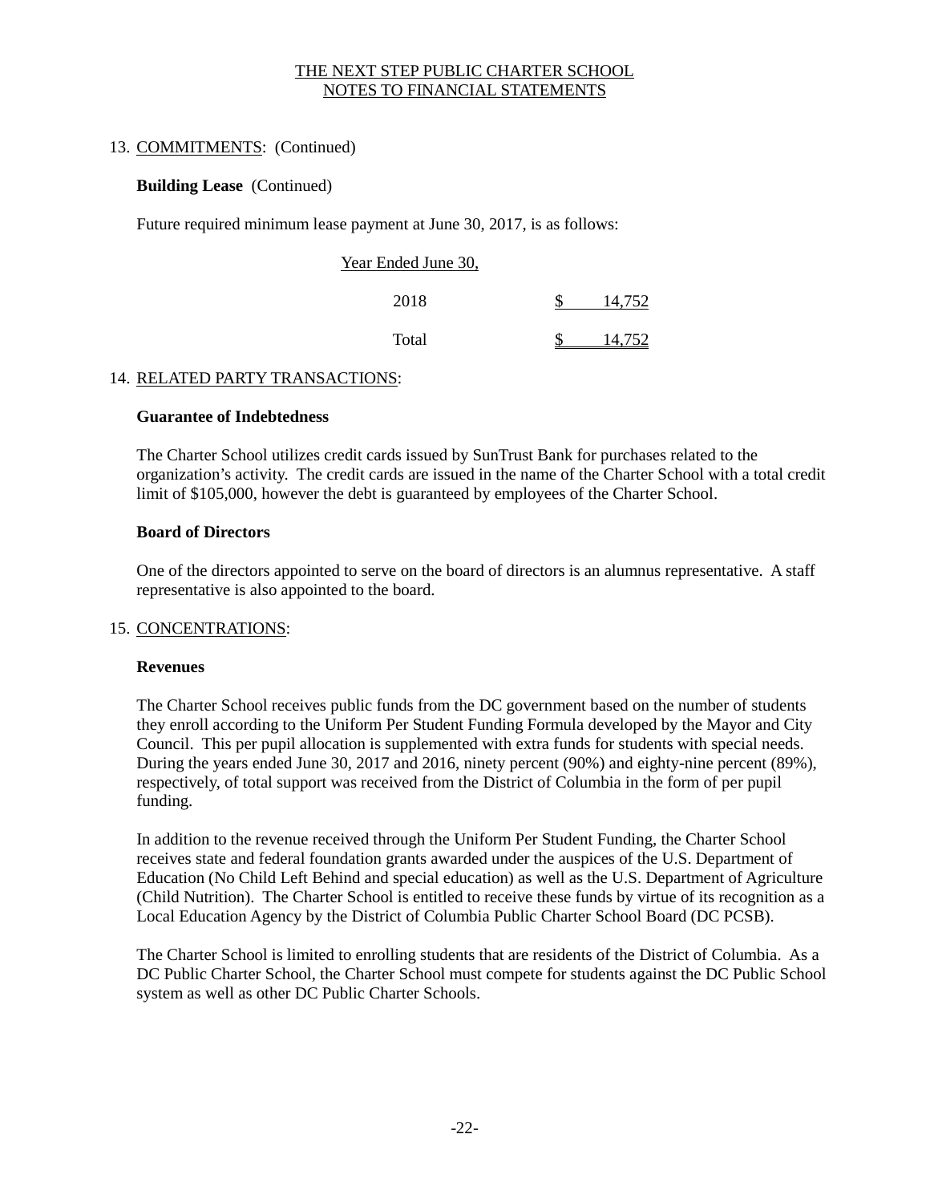13. COMMITMENTS: (Continued)

**Building Lease** (Continued)

Future required minimum lease payment at June 30, 2017, is as follows:

| Year Ended June 30, | |
|---|---|
| 2018 | $ 14,752 |
| Total | $ 14,752 |

14. RELATED PARTY TRANSACTIONS:

**Guarantee of Indebtedness**

The Charter School utilizes credit cards issued by SunTrust Bank for purchases related to the organization's activity. The credit cards are issued in the name of the Charter School with a total credit limit of $105,000, however the debt is guaranteed by employees of the Charter School.

**Board of Directors**

One of the directors appointed to serve on the board of directors is an alumnus representative. A staff representative is also appointed to the board.

15. CONCENTRATIONS:

**Revenues**

The Charter School receives public funds from the DC government based on the number of students they enroll according to the Uniform Per Student Funding Formula developed by the Mayor and City Council. This per pupil allocation is supplemented with extra funds for students with special needs. During the years ended June 30, 2017 and 2016, ninety percent (90%) and eighty-nine percent (89%), respectively, of total support was received from the District of Columbia in the form of per pupil funding.

In addition to the revenue received through the Uniform Per Student Funding, the Charter School receives state and federal foundation grants awarded under the auspices of the U.S. Department of Education (No Child Left Behind and special education) as well as the U.S. Department of Agriculture (Child Nutrition). The Charter School is entitled to receive these funds by virtue of its recognition as a Local Education Agency by the District of Columbia Public Charter School Board (DC PCSB).

The Charter School is limited to enrolling students that are residents of the District of Columbia. As a DC Public Charter School, the Charter School must compete for students against the DC Public School system as well as other DC Public Charter Schools.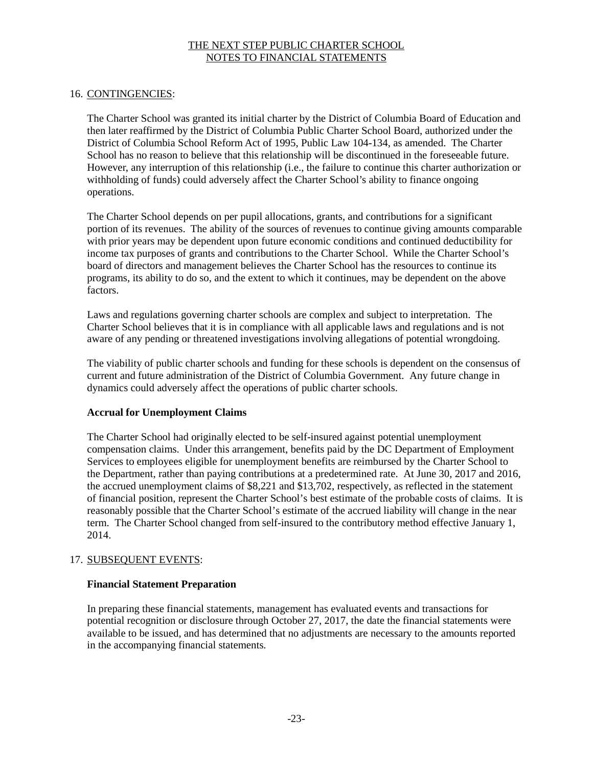# THE NEXT STEP PUBLIC CHARTER SCHOOL
# NOTES TO FINANCIAL STATEMENTS

## 16. CONTINGENCIES:

The Charter School was granted its initial charter by the District of Columbia Board of Education and then later reaffirmed by the District of Columbia Public Charter School Board, authorized under the District of Columbia School Reform Act of 1995, Public Law 104-134, as amended. The Charter School has no reason to believe that this relationship will be discontinued in the foreseeable future. However, any interruption of this relationship (i.e., the failure to continue this charter authorization or withholding of funds) could adversely affect the Charter School's ability to finance ongoing operations.

The Charter School depends on per pupil allocations, grants, and contributions for a significant portion of its revenues. The ability of the sources of revenues to continue giving amounts comparable with prior years may be dependent upon future economic conditions and continued deductibility for income tax purposes of grants and contributions to the Charter School. While the Charter School's board of directors and management believes the Charter School has the resources to continue its programs, its ability to do so, and the extent to which it continues, may be dependent on the above factors.

Laws and regulations governing charter schools are complex and subject to interpretation. The Charter School believes that it is in compliance with all applicable laws and regulations and is not aware of any pending or threatened investigations involving allegations of potential wrongdoing.

The viability of public charter schools and funding for these schools is dependent on the consensus of current and future administration of the District of Columbia Government. Any future change in dynamics could adversely affect the operations of public charter schools.

### Accrual for Unemployment Claims

The Charter School had originally elected to be self-insured against potential unemployment compensation claims. Under this arrangement, benefits paid by the DC Department of Employment Services to employees eligible for unemployment benefits are reimbursed by the Charter School to the Department, rather than paying contributions at a predetermined rate. At June 30, 2017 and 2016, the accrued unemployment claims of $8,221 and $13,702, respectively, as reflected in the statement of financial position, represent the Charter School's best estimate of the probable costs of claims. It is reasonably possible that the Charter School's estimate of the accrued liability will change in the near term. The Charter School changed from self-insured to the contributory method effective January 1, 2014.

## 17. SUBSEQUENT EVENTS:

### Financial Statement Preparation

In preparing these financial statements, management has evaluated events and transactions for potential recognition or disclosure through October 27, 2017, the date the financial statements were available to be issued, and has determined that no adjustments are necessary to the amounts reported in the accompanying financial statements.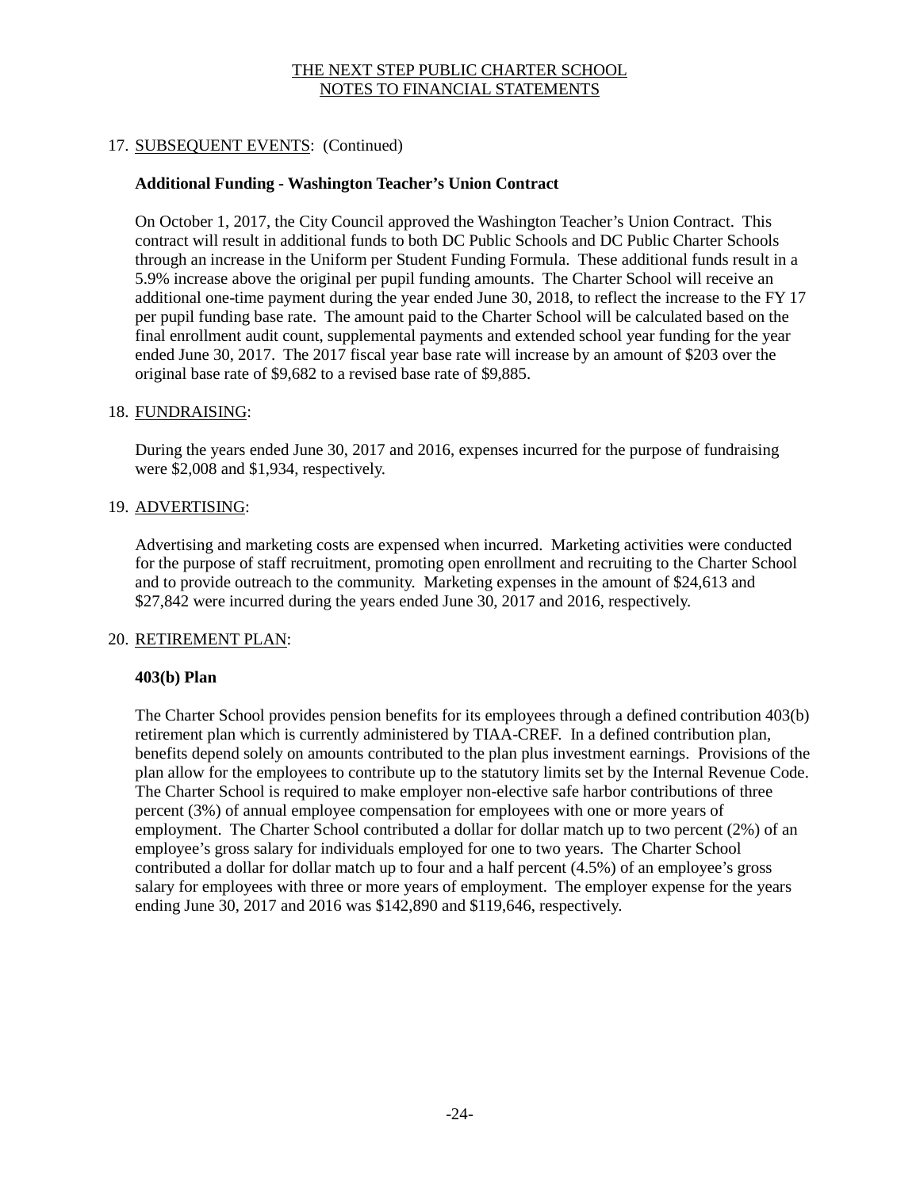# THE NEXT STEP PUBLIC CHARTER SCHOOL
## NOTES TO FINANCIAL STATEMENTS

17. SUBSEQUENT EVENTS: (Continued)

**Additional Funding - Washington Teacher's Union Contract**

On October 1, 2017, the City Council approved the Washington Teacher's Union Contract. This contract will result in additional funds to both DC Public Schools and DC Public Charter Schools through an increase in the Uniform per Student Funding Formula. These additional funds result in a 5.9% increase above the original per pupil funding amounts. The Charter School will receive an additional one-time payment during the year ended June 30, 2018, to reflect the increase to the FY 17 per pupil funding base rate. The amount paid to the Charter School will be calculated based on the final enrollment audit count, supplemental payments and extended school year funding for the year ended June 30, 2017. The 2017 fiscal year base rate will increase by an amount of $203 over the original base rate of $9,682 to a revised base rate of $9,885.

18. FUNDRAISING:

During the years ended June 30, 2017 and 2016, expenses incurred for the purpose of fundraising were $2,008 and $1,934, respectively.

19. ADVERTISING:

Advertising and marketing costs are expensed when incurred. Marketing activities were conducted for the purpose of staff recruitment, promoting open enrollment and recruiting to the Charter School and to provide outreach to the community. Marketing expenses in the amount of $24,613 and $27,842 were incurred during the years ended June 30, 2017 and 2016, respectively.

20. RETIREMENT PLAN:

**403(b) Plan**

The Charter School provides pension benefits for its employees through a defined contribution 403(b) retirement plan which is currently administered by TIAA-CREF. In a defined contribution plan, benefits depend solely on amounts contributed to the plan plus investment earnings. Provisions of the plan allow for the employees to contribute up to the statutory limits set by the Internal Revenue Code. The Charter School is required to make employer non-elective safe harbor contributions of three percent (3%) of annual employee compensation for employees with one or more years of employment. The Charter School contributed a dollar for dollar match up to two percent (2%) of an employee's gross salary for individuals employed for one to two years. The Charter School contributed a dollar for dollar match up to four and a half percent (4.5%) of an employee's gross salary for employees with three or more years of employment. The employer expense for the years ending June 30, 2017 and 2016 was $142,890 and $119,646, respectively.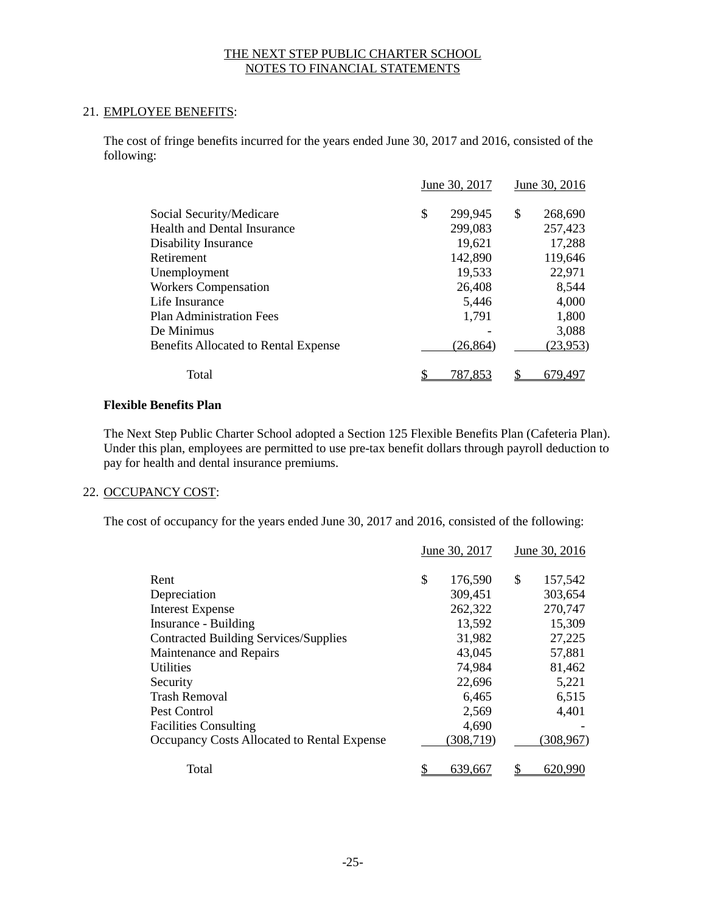THE NEXT STEP PUBLIC CHARTER SCHOOL
NOTES TO FINANCIAL STATEMENTS

## 21. EMPLOYEE BENEFITS:

The cost of fringe benefits incurred for the years ended June 30, 2017 and 2016, consisted of the following:

| | June 30, 2017 | June 30, 2016 |
|---|---|---|
| Social Security/Medicare | $ 299,945 | $ 268,690 |
| Health and Dental Insurance | 299,083 | 257,423 |
| Disability Insurance | 19,621 | 17,288 |
| Retirement | 142,890 | 119,646 |
| Unemployment | 19,533 | 22,971 |
| Workers Compensation | 26,408 | 8,544 |
| Life Insurance | 5,446 | 4,000 |
| Plan Administration Fees | 1,791 | 1,800 |
| De Minimus | - | 3,088 |
| Benefits Allocated to Rental Expense | (26,864) | (23,953) |
| Total | $ 787,853 | $ 679,497 |

**Flexible Benefits Plan**

The Next Step Public Charter School adopted a Section 125 Flexible Benefits Plan (Cafeteria Plan). Under this plan, employees are permitted to use pre-tax benefit dollars through payroll deduction to pay for health and dental insurance premiums.

## 22. OCCUPANCY COST:

The cost of occupancy for the years ended June 30, 2017 and 2016, consisted of the following:

| | June 30, 2017 | June 30, 2016 |
|---|---|---|
| Rent | $ 176,590 | $ 157,542 |
| Depreciation | 309,451 | 303,654 |
| Interest Expense | 262,322 | 270,747 |
| Insurance - Building | 13,592 | 15,309 |
| Contracted Building Services/Supplies | 31,982 | 27,225 |
| Maintenance and Repairs | 43,045 | 57,881 |
| Utilities | 74,984 | 81,462 |
| Security | 22,696 | 5,221 |
| Trash Removal | 6,465 | 6,515 |
| Pest Control | 2,569 | 4,401 |
| Facilities Consulting | 4,690 | - |
| Occupancy Costs Allocated to Rental Expense | (308,719) | (308,967) |
| Total | $ 639,667 | $ 620,990 |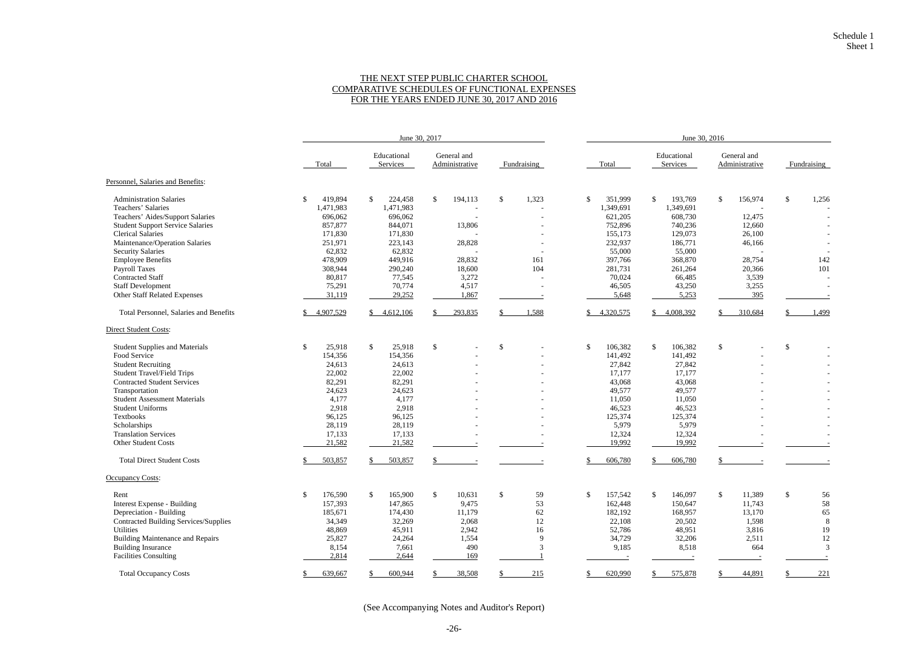Schedule 1
Sheet 1

# THE NEXT STEP PUBLIC CHARTER SCHOOL
## COMPARATIVE SCHEDULES OF FUNCTIONAL EXPENSES
## FOR THE YEARS ENDED JUNE 30, 2017 AND 2016

| | June 30, 2017 | | | | June 30, 2016 | | | |
|---|---|---|---|---|---|---|---|---|
| | Total | Educational Services | General and Administrative | Fundraising | Total | Educational Services | General and Administrative | Fundraising |
| **Personnel, Salaries and Benefits:** | | | | | | | | |
| Administration Salaries | $ 419,894 | $ 224,458 | $ 194,113 | $ 1,323 | $ 351,999 | $ 193,769 | $ 156,974 | $ 1,256 |
| Teachers' Salaries | 1,471,983 | 1,471,983 | - | - | 1,349,691 | 1,349,691 | - | - |
| Teachers' Aides/Support Salaries | 696,062 | 696,062 | - | - | 621,205 | 608,730 | 12,475 | - |
| Student Support Service Salaries | 857,877 | 844,071 | 13,806 | - | 752,896 | 740,236 | 12,660 | - |
| Clerical Salaries | 171,830 | 171,830 | - | - | 155,173 | 129,073 | 26,100 | - |
| Maintenance/Operation Salaries | 251,971 | 223,143 | 28,828 | - | 232,937 | 186,771 | 46,166 | - |
| Security Salaries | 62,832 | 62,832 | - | - | 55,000 | 55,000 | - | - |
| Employee Benefits | 478,909 | 449,916 | 28,832 | 161 | 397,766 | 368,870 | 28,754 | 142 |
| Payroll Taxes | 308,944 | 290,240 | 18,600 | 104 | 281,731 | 261,264 | 20,366 | 101 |
| Contracted Staff | 80,817 | 77,545 | 3,272 | - | 70,024 | 66,485 | 3,539 | - |
| Staff Development | 75,291 | 70,774 | 4,517 | - | 46,505 | 43,250 | 3,255 | - |
| Other Staff Related Expenses | 31,119 | 29,252 | 1,867 | - | 5,648 | 5,253 | 395 | - |
| Total Personnel, Salaries and Benefits | $ 4,907,529 | $ 4,612,106 | $ 293,835 | $ 1,588 | $ 4,320,575 | $ 4,008,392 | $ 310,684 | $ 1,499 |
| **Direct Student Costs:** | | | | | | | | |
| Student Supplies and Materials | $ 25,918 | $ 25,918 | $ - | $ - | $ 106,382 | $ 106,382 | $ - | $ - |
| Food Service | 154,356 | 154,356 | - | - | 141,492 | 141,492 | - | - |
| Student Recruiting | 24,613 | 24,613 | - | - | 27,842 | 27,842 | - | - |
| Student Travel/Field Trips | 22,002 | 22,002 | - | - | 17,177 | 17,177 | - | - |
| Contracted Student Services | 82,291 | 82,291 | - | - | 43,068 | 43,068 | - | - |
| Transportation | 24,623 | 24,623 | - | - | 49,577 | 49,577 | - | - |
| Student Assessment Materials | 4,177 | 4,177 | - | - | 11,050 | 11,050 | - | - |
| Student Uniforms | 2,918 | 2,918 | - | - | 46,523 | 46,523 | - | - |
| Textbooks | 96,125 | 96,125 | - | - | 125,374 | 125,374 | - | - |
| Scholarships | 28,119 | 28,119 | - | - | 5,979 | 5,979 | - | - |
| Translation Services | 17,133 | 17,133 | - | - | 12,324 | 12,324 | - | - |
| Other Student Costs | 21,582 | 21,582 | - | - | 19,992 | 19,992 | - | - |
| Total Direct Student Costs | $ 503,857 | $ 503,857 | $ - | - | $ 606,780 | $ 606,780 | $ - | - |
| **Occupancy Costs:** | | | | | | | | |
| Rent | $ 176,590 | $ 165,900 | $ 10,631 | $ 59 | $ 157,542 | $ 146,097 | $ 11,389 | $ 56 |
| Interest Expense - Building | 157,393 | 147,865 | 9,475 | 53 | 162,448 | 150,647 | 11,743 | 58 |
| Depreciation - Building | 185,671 | 174,430 | 11,179 | 62 | 182,192 | 168,957 | 13,170 | 65 |
| Contracted Building Services/Supplies | 34,349 | 32,269 | 2,068 | 12 | 22,108 | 20,502 | 1,598 | 8 |
| Utilities | 48,869 | 45,911 | 2,942 | 16 | 52,786 | 48,951 | 3,816 | 19 |
| Building Maintenance and Repairs | 25,827 | 24,264 | 1,554 | 9 | 34,729 | 32,206 | 2,511 | 12 |
| Building Insurance | 8,154 | 7,661 | 490 | 3 | 9,185 | 8,518 | 664 | 3 |
| Facilities Consulting | 2,814 | 2,644 | 169 | 1 | - | - | - | - |
| Total Occupancy Costs | $ 639,667 | $ 600,944 | $ 38,508 | $ 215 | $ 620,990 | $ 575,878 | $ 44,891 | $ 221 |

(See Accompanying Notes and Auditor's Report)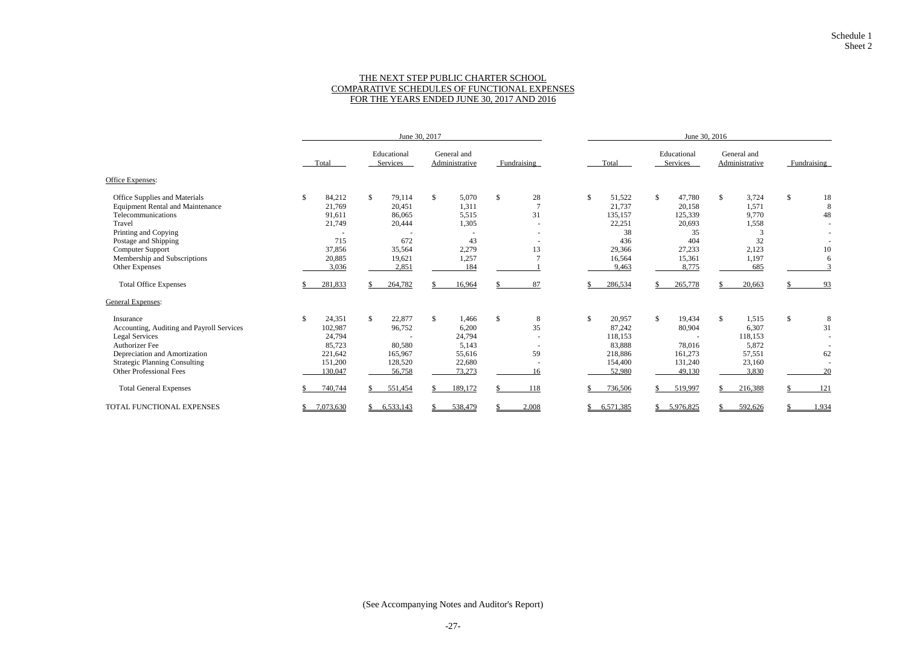Schedule 1
Sheet 2

# THE NEXT STEP PUBLIC CHARTER SCHOOL
## COMPARATIVE SCHEDULES OF FUNCTIONAL EXPENSES
## FOR THE YEARS ENDED JUNE 30, 2017 AND 2016

| | June 30, 2017 | | | | June 30, 2016 | | | |
|---|---|---|---|---|---|---|---|---|
| | Total | Educational Services | General and Administrative | Fundraising | Total | Educational Services | General and Administrative | Fundraising |
| Office Expenses: | | | | | | | | |
| Office Supplies and Materials | $ 84,212 | $ 79,114 | $ 5,070 | $ 28 | $ 51,522 | $ 47,780 | $ 3,724 | $ 18 |
| Equipment Rental and Maintenance | 21,769 | 20,451 | 1,311 | 7 | 21,737 | 20,158 | 1,571 | 8 |
| Telecommunications | 91,611 | 86,065 | 5,515 | 31 | 135,157 | 125,339 | 9,770 | 48 |
| Travel | 21,749 | 20,444 | 1,305 | - | 22,251 | 20,693 | 1,558 | - |
| Printing and Copying | - | - | - | - | 38 | 35 | 3 | - |
| Postage and Shipping | 715 | 672 | 43 | - | 436 | 404 | 32 | - |
| Computer Support | 37,856 | 35,564 | 2,279 | 13 | 29,366 | 27,233 | 2,123 | 10 |
| Membership and Subscriptions | 20,885 | 19,621 | 1,257 | 7 | 16,564 | 15,361 | 1,197 | 6 |
| Other Expenses | 3,036 | 2,851 | 184 | 1 | 9,463 | 8,775 | 685 | 3 |
| Total Office Expenses | $ 281,833 | $ 264,782 | $ 16,964 | $ 87 | $ 286,534 | $ 265,778 | $ 20,663 | $ 93 |
| General Expenses: | | | | | | | | |
| Insurance | $ 24,351 | $ 22,877 | $ 1,466 | $ 8 | $ 20,957 | $ 19,434 | $ 1,515 | $ 8 |
| Accounting, Auditing and Payroll Services | 102,987 | 96,752 | 6,200 | 35 | 87,242 | 80,904 | 6,307 | 31 |
| Legal Services | 24,794 | - | 24,794 | - | 118,153 | - | 118,153 | - |
| Authorizer Fee | 85,723 | 80,580 | 5,143 | - | 83,888 | 78,016 | 5,872 | - |
| Depreciation and Amortization | 221,642 | 165,967 | 55,616 | 59 | 218,886 | 161,273 | 57,551 | 62 |
| Strategic Planning Consulting | 151,200 | 128,520 | 22,680 | - | 154,400 | 131,240 | 23,160 | - |
| Other Professional Fees | 130,047 | 56,758 | 73,273 | 16 | 52,980 | 49,130 | 3,830 | 20 |
| Total General Expenses | $ 740,744 | $ 551,454 | $ 189,172 | $ 118 | $ 736,506 | $ 519,997 | $ 216,388 | $ 121 |
| TOTAL FUNCTIONAL EXPENSES | $ 7,073,630 | $ 6,533,143 | $ 538,479 | $ 2,008 | $ 6,571,385 | $ 5,976,825 | $ 592,626 | $ 1,934 |

(See Accompanying Notes and Auditor's Report)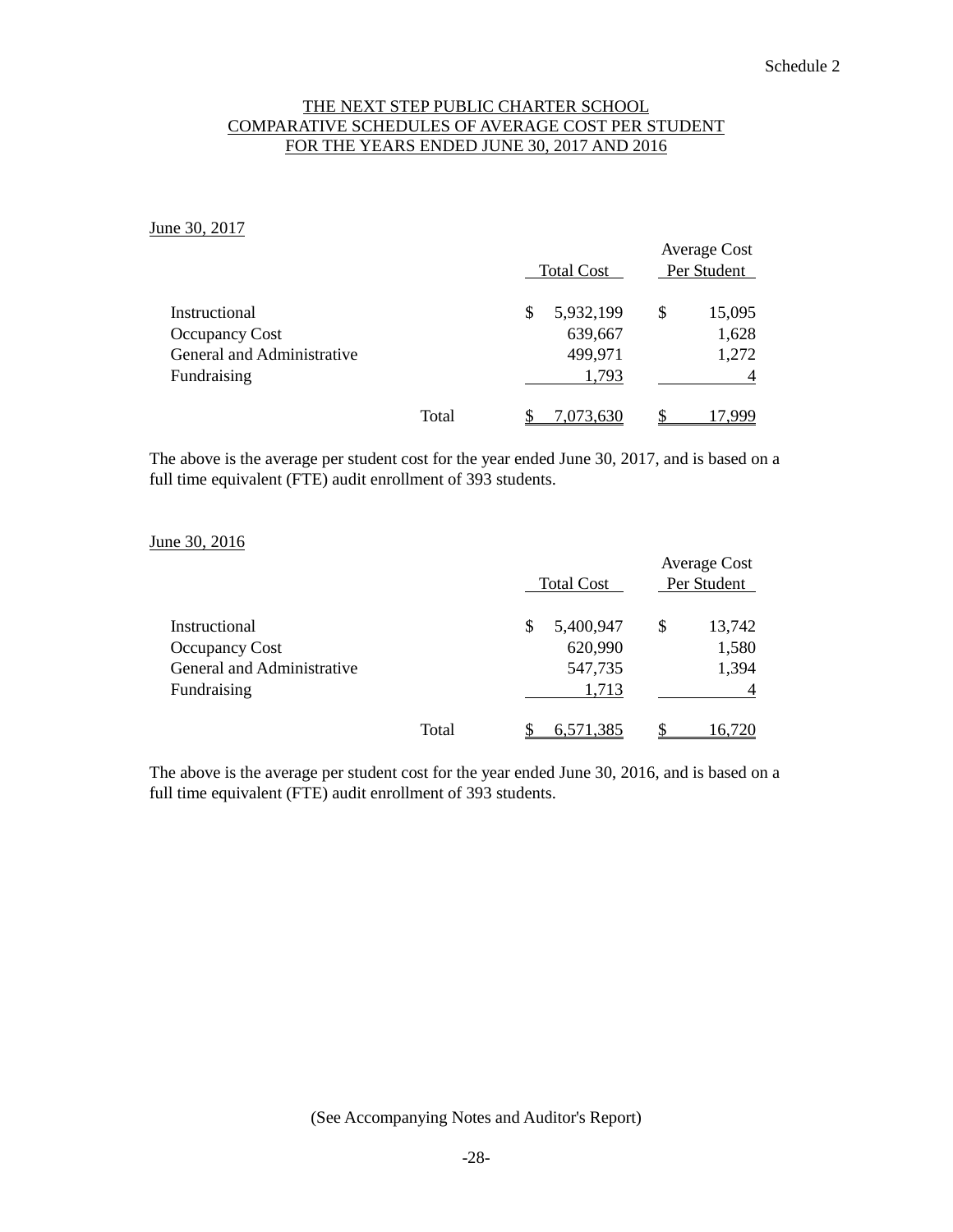Schedule 2

# THE NEXT STEP PUBLIC CHARTER SCHOOL
## COMPARATIVE SCHEDULES OF AVERAGE COST PER STUDENT
## FOR THE YEARS ENDED JUNE 30, 2017 AND 2016

June 30, 2017

| | | Total Cost | Average Cost Per Student |
|---|---|---|---|
| Instructional | | $ 5,932,199 | $ 15,095 |
| Occupancy Cost | | 639,667 | 1,628 |
| General and Administrative | | 499,971 | 1,272 |
| Fundraising | | 1,793 | 4 |
| | Total | $ 7,073,630 | $ 17,999 |

The above is the average per student cost for the year ended June 30, 2017, and is based on a full time equivalent (FTE) audit enrollment of 393 students.

June 30, 2016

| | | Total Cost | Average Cost Per Student |
|---|---|---|---|
| Instructional | | $ 5,400,947 | $ 13,742 |
| Occupancy Cost | | 620,990 | 1,580 |
| General and Administrative | | 547,735 | 1,394 |
| Fundraising | | 1,713 | 4 |
| | Total | $ 6,571,385 | $ 16,720 |

The above is the average per student cost for the year ended June 30, 2016, and is based on a full time equivalent (FTE) audit enrollment of 393 students.

(See Accompanying Notes and Auditor's Report)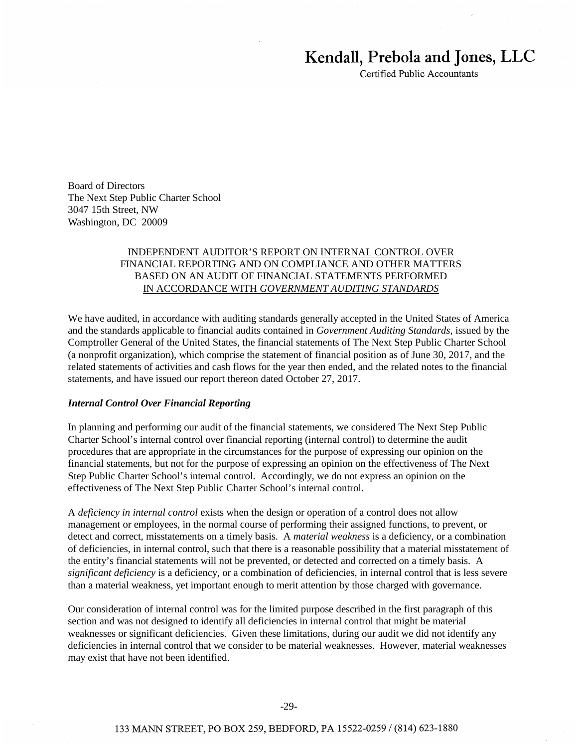**Kendall, Prebola and Jones, LLC**
Certified Public Accountants

Board of Directors
The Next Step Public Charter School
3047 15th Street, NW
Washington, DC 20009

INDEPENDENT AUDITOR'S REPORT ON INTERNAL CONTROL OVER FINANCIAL REPORTING AND ON COMPLIANCE AND OTHER MATTERS BASED ON AN AUDIT OF FINANCIAL STATEMENTS PERFORMED IN ACCORDANCE WITH *GOVERNMENT AUDITING STANDARDS*

We have audited, in accordance with auditing standards generally accepted in the United States of America and the standards applicable to financial audits contained in *Government Auditing Standards*, issued by the Comptroller General of the United States, the financial statements of The Next Step Public Charter School (a nonprofit organization), which comprise the statement of financial position as of June 30, 2017, and the related statements of activities and cash flows for the year then ended, and the related notes to the financial statements, and have issued our report thereon dated October 27, 2017.

***Internal Control Over Financial Reporting***

In planning and performing our audit of the financial statements, we considered The Next Step Public Charter School's internal control over financial reporting (internal control) to determine the audit procedures that are appropriate in the circumstances for the purpose of expressing our opinion on the financial statements, but not for the purpose of expressing an opinion on the effectiveness of The Next Step Public Charter School's internal control. Accordingly, we do not express an opinion on the effectiveness of The Next Step Public Charter School's internal control.

A *deficiency in internal control* exists when the design or operation of a control does not allow management or employees, in the normal course of performing their assigned functions, to prevent, or detect and correct, misstatements on a timely basis. A *material weakness* is a deficiency, or a combination of deficiencies, in internal control, such that there is a reasonable possibility that a material misstatement of the entity's financial statements will not be prevented, or detected and corrected on a timely basis. A *significant deficiency* is a deficiency, or a combination of deficiencies, in internal control that is less severe than a material weakness, yet important enough to merit attention by those charged with governance.

Our consideration of internal control was for the limited purpose described in the first paragraph of this section and was not designed to identify all deficiencies in internal control that might be material weaknesses or significant deficiencies. Given these limitations, during our audit we did not identify any deficiencies in internal control that we consider to be material weaknesses. However, material weaknesses may exist that have not been identified.

133 MANN STREET, PO BOX 259, BEDFORD, PA 15522-0259 / (814) 623-1880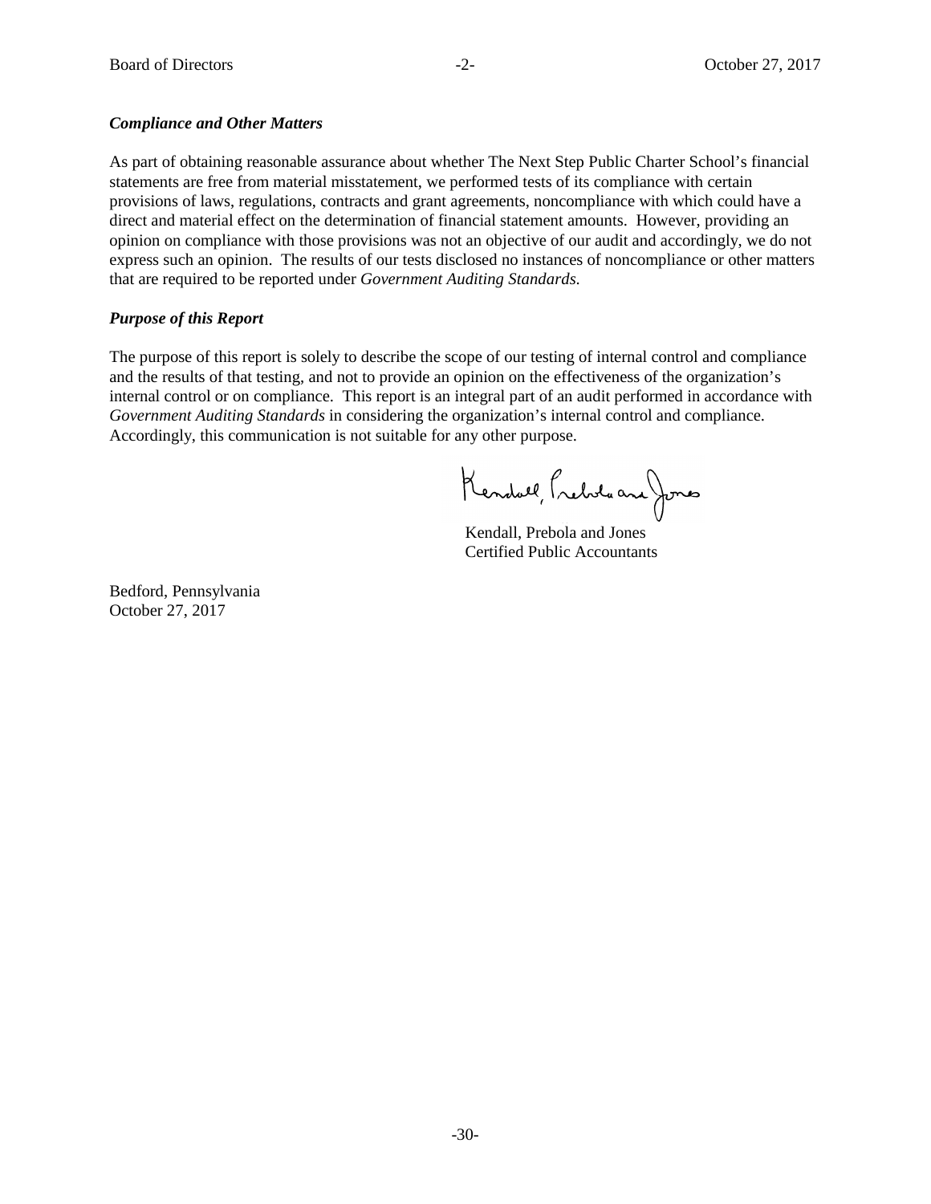***Compliance and Other Matters***

As part of obtaining reasonable assurance about whether The Next Step Public Charter School's financial statements are free from material misstatement, we performed tests of its compliance with certain provisions of laws, regulations, contracts and grant agreements, noncompliance with which could have a direct and material effect on the determination of financial statement amounts. However, providing an opinion on compliance with those provisions was not an objective of our audit and accordingly, we do not express such an opinion. The results of our tests disclosed no instances of noncompliance or other matters that are required to be reported under *Government Auditing Standards.*

***Purpose of this Report***

The purpose of this report is solely to describe the scope of our testing of internal control and compliance and the results of that testing, and not to provide an opinion on the effectiveness of the organization's internal control or on compliance. This report is an integral part of an audit performed in accordance with *Government Auditing Standards* in considering the organization's internal control and compliance. Accordingly, this communication is not suitable for any other purpose.

Kendall, Prebola and Jones

Kendall, Prebola and Jones
Certified Public Accountants

Bedford, Pennsylvania
October 27, 2017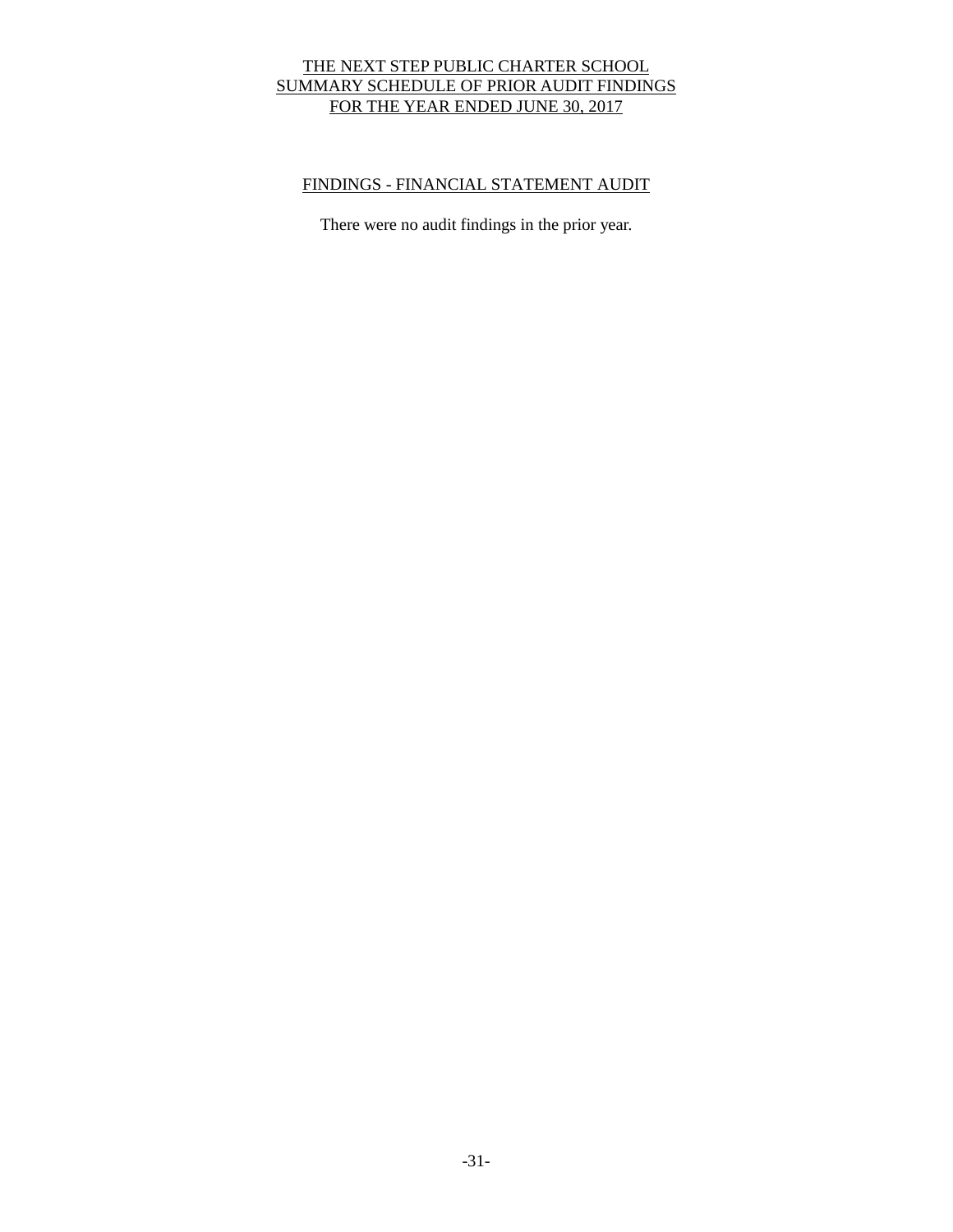# THE NEXT STEP PUBLIC CHARTER SCHOOL
# SUMMARY SCHEDULE OF PRIOR AUDIT FINDINGS
# FOR THE YEAR ENDED JUNE 30, 2017

## FINDINGS - FINANCIAL STATEMENT AUDIT

There were no audit findings in the prior year.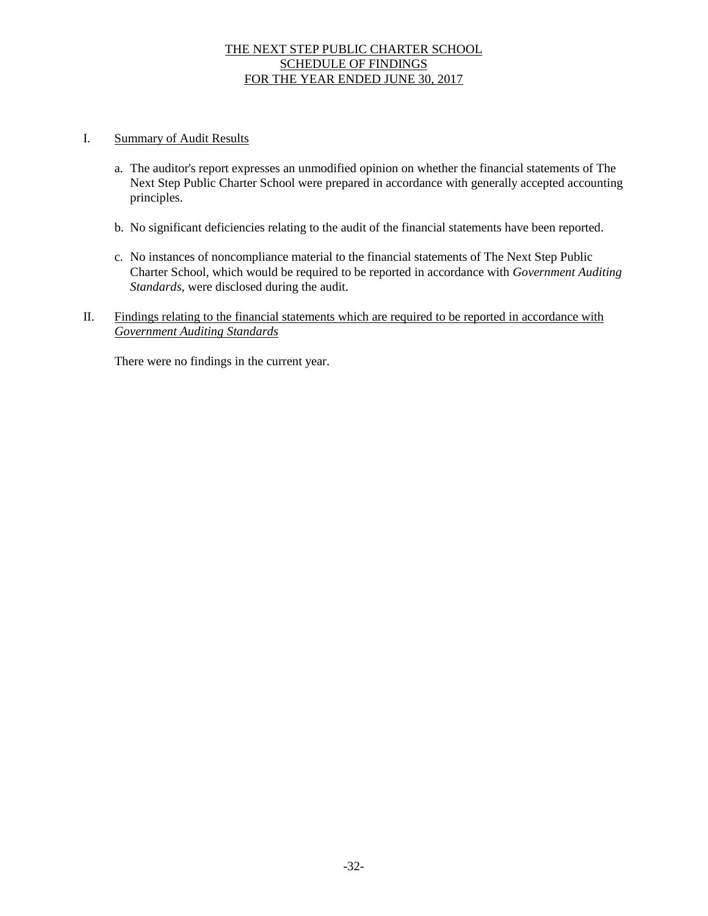# THE NEXT STEP PUBLIC CHARTER SCHOOL
## SCHEDULE OF FINDINGS
## FOR THE YEAR ENDED JUNE 30, 2017

I. Summary of Audit Results

a. The auditor's report expresses an unmodified opinion on whether the financial statements of The Next Step Public Charter School were prepared in accordance with generally accepted accounting principles.

b. No significant deficiencies relating to the audit of the financial statements have been reported.

c. No instances of noncompliance material to the financial statements of The Next Step Public Charter School, which would be required to be reported in accordance with *Government Auditing Standards*, were disclosed during the audit.

II. Findings relating to the financial statements which are required to be reported in accordance with *Government Auditing Standards*

There were no findings in the current year.